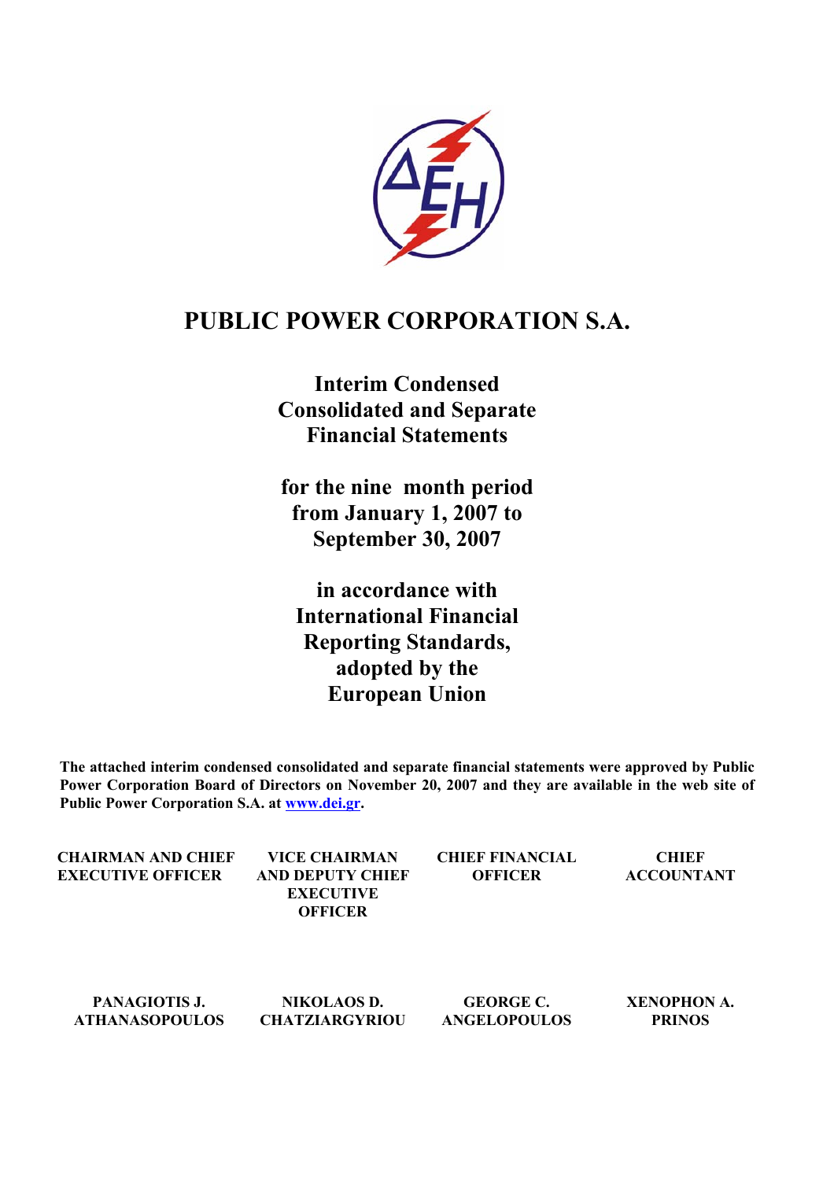# PUBLIC POWER CORPORATION S.A.

## Interim Condensed Consolidated and Separate Financial Statements

## for the nine month period from January 1, 2007 to September 30, 2007

## in accordance with International Financial Reporting Standards, adopted by the European Union

**The attached interim condensed consolidated and separate financial statements were approved by Public Power Corporation Board of Directors on November 20, 2007 and they are available in the web site of Public Power Corporation S.A. at www.dei.gr.**

| CHAIRMAN AND CHIEF EXECUTIVE OFFICER | VICE CHAIRMAN AND DEPUTY CHIEF EXECUTIVE OFFICER | CHIEF FINANCIAL OFFICER | CHIEF ACCOUNTANT |
|---|---|---|---|
| PANAGIOTIS J. ATHANASOPOULOS | NIKOLAOS D. CHATZIARGYRIOU | GEORGE C. ANGELOPOULOS | XENOPHON A. PRINOS |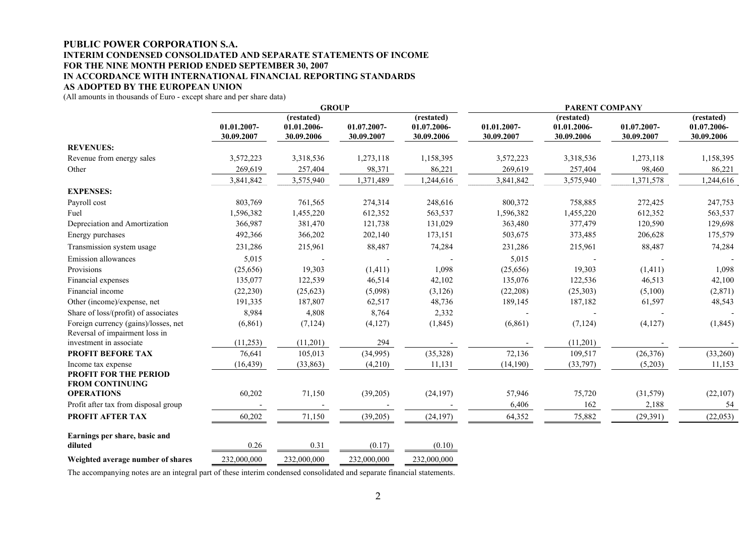**PUBLIC POWER CORPORATION S.A.**
**INTERIM CONDENSED CONSOLIDATED AND SEPARATE STATEMENTS OF INCOME**
**FOR THE NINE MONTH PERIOD ENDED SEPTEMBER 30, 2007**
**IN ACCORDANCE WITH INTERNATIONAL FINANCIAL REPORTING STANDARDS**
**AS ADOPTED BY THE EUROPEAN UNION**

(All amounts in thousands of Euro - except share and per share data)

| | GROUP | | | | PARENT COMPANY | | | |
|---|---|---|---|---|---|---|---|---|
| | 01.01.2007-30.09.2007 | (restated) 01.01.2006-30.09.2006 | 01.07.2007-30.09.2007 | (restated) 01.07.2006-30.09.2006 | 01.01.2007-30.09.2007 | (restated) 01.01.2006-30.09.2006 | 01.07.2007-30.09.2007 | (restated) 01.07.2006-30.09.2006 |
| **REVENUES:** | | | | | | | | |
| Revenue from energy sales | 3,572,223 | 3,318,536 | 1,273,118 | 1,158,395 | 3,572,223 | 3,318,536 | 1,273,118 | 1,158,395 |
| Other | 269,619 | 257,404 | 98,371 | 86,221 | 269,619 | 257,404 | 98,460 | 86,221 |
| | 3,841,842 | 3,575,940 | 1,371,489 | 1,244,616 | 3,841,842 | 3,575,940 | 1,371,578 | 1,244,616 |
| **EXPENSES:** | | | | | | | | |
| Payroll cost | 803,769 | 761,565 | 274,314 | 248,616 | 800,372 | 758,885 | 272,425 | 247,753 |
| Fuel | 1,596,382 | 1,455,220 | 612,352 | 563,537 | 1,596,382 | 1,455,220 | 612,352 | 563,537 |
| Depreciation and Amortization | 366,987 | 381,470 | 121,738 | 131,029 | 363,480 | 377,479 | 120,590 | 129,698 |
| Energy purchases | 492,366 | 366,202 | 202,140 | 173,151 | 503,675 | 373,485 | 206,628 | 175,579 |
| Transmission system usage | 231,286 | 215,961 | 88,487 | 74,284 | 231,286 | 215,961 | 88,487 | 74,284 |
| Emission allowances | 5,015 | - | - | - | 5,015 | - | - | - |
| Provisions | (25,656) | 19,303 | (1,411) | 1,098 | (25,656) | 19,303 | (1,411) | 1,098 |
| Financial expenses | 135,077 | 122,539 | 46,514 | 42,102 | 135,076 | 122,536 | 46,513 | 42,100 |
| Financial income | (22,230) | (25,623) | (5,098) | (3,126) | (22,208) | (25,303) | (5,100) | (2,871) |
| Other (income)/expense, net | 191,335 | 187,807 | 62,517 | 48,736 | 189,145 | 187,182 | 61,597 | 48,543 |
| Share of loss/(profit) of associates | 8,984 | 4,808 | 8,764 | 2,332 | - | - | - | - |
| Foreign currency (gains)/losses, net | (6,861) | (7,124) | (4,127) | (1,845) | (6,861) | (7,124) | (4,127) | (1,845) |
| Reversal of impairment loss in investment in associate | (11,253) | (11,201) | 294 | - | - | (11,201) | - | - |
| **PROFIT BEFORE TAX** | 76,641 | 105,013 | (34,995) | (35,328) | 72,136 | 109,517 | (26,376) | (33,260) |
| Income tax expense | (16,439) | (33,863) | (4,210) | 11,131 | (14,190) | (33,797) | (5,203) | 11,153 |
| **PROFIT FOR THE PERIOD FROM CONTINUING OPERATIONS** | 60,202 | 71,150 | (39,205) | (24,197) | 57,946 | 75,720 | (31,579) | (22,107) |
| Profit after tax from disposal group | - | - | - | - | 6,406 | 162 | 2,188 | 54 |
| **PROFIT AFTER TAX** | 60,202 | 71,150 | (39,205) | (24,197) | 64,352 | 75,882 | (29,391) | (22,053) |
| **Earnings per share, basic and diluted** | 0.26 | 0.31 | (0.17) | (0.10) | | | | |
| **Weighted average number of shares** | 232,000,000 | 232,000,000 | 232,000,000 | 232,000,000 | | | | |

The accompanying notes are an integral part of these interim condensed consolidated and separate financial statements.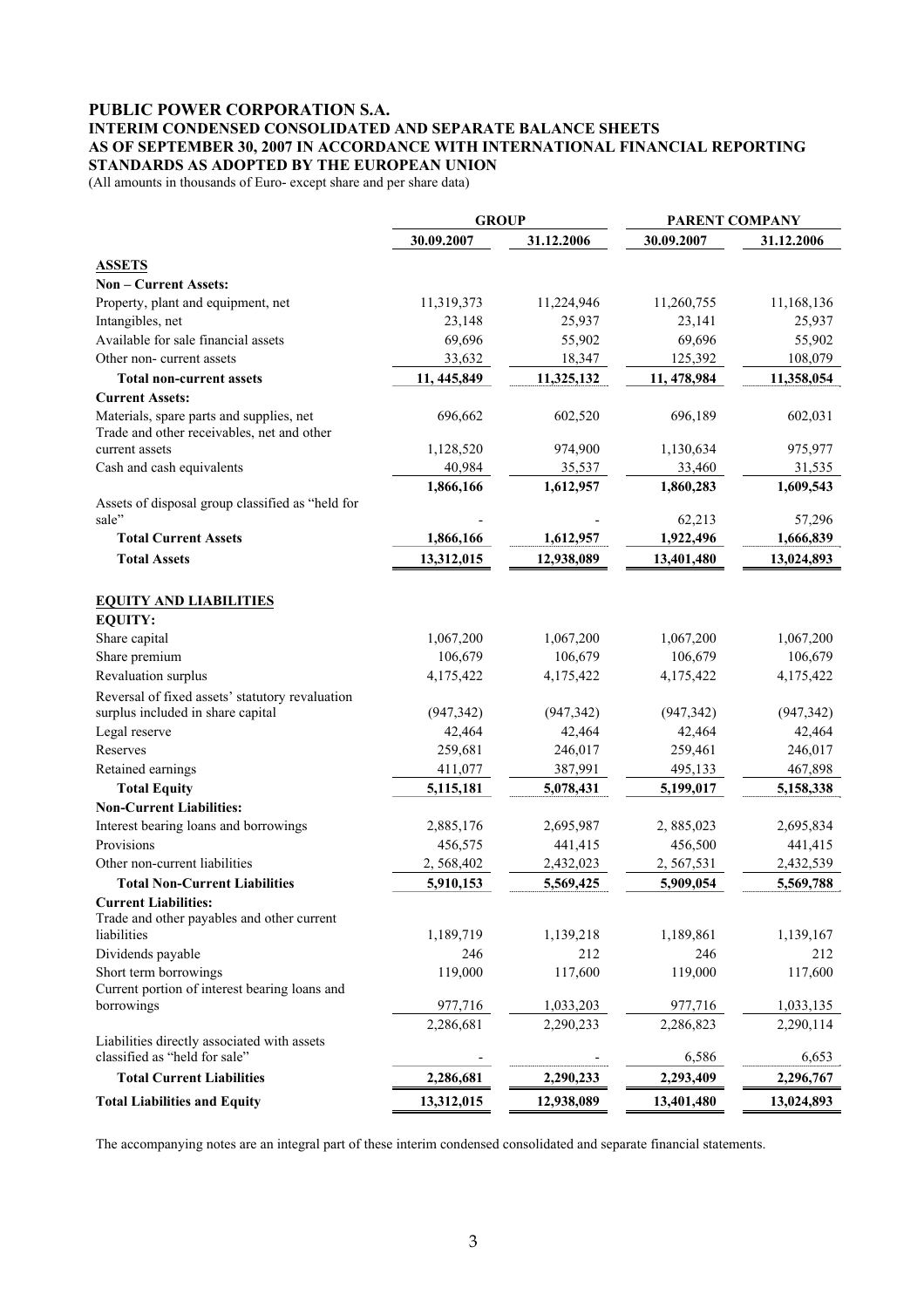# PUBLIC POWER CORPORATION S.A.
## INTERIM CONDENSED CONSOLIDATED AND SEPARATE BALANCE SHEETS AS OF SEPTEMBER 30, 2007 IN ACCORDANCE WITH INTERNATIONAL FINANCIAL REPORTING STANDARDS AS ADOPTED BY THE EUROPEAN UNION

(All amounts in thousands of Euro- except share and per share data)

| | GROUP | | PARENT COMPANY | |
|---|---|---|---|---|
| | 30.09.2007 | 31.12.2006 | 30.09.2007 | 31.12.2006 |
| **ASSETS** | | | | |
| **Non – Current Assets:** | | | | |
| Property, plant and equipment, net | 11,319,373 | 11,224,946 | 11,260,755 | 11,168,136 |
| Intangibles, net | 23,148 | 25,937 | 23,141 | 25,937 |
| Available for sale financial assets | 69,696 | 55,902 | 69,696 | 55,902 |
| Other non- current assets | 33,632 | 18,347 | 125,392 | 108,079 |
| **Total non-current assets** | **11, 445,849** | **11,325,132** | **11, 478,984** | **11,358,054** |
| **Current Assets:** | | | | |
| Materials, spare parts and supplies, net | 696,662 | 602,520 | 696,189 | 602,031 |
| Trade and other receivables, net and other current assets | 1,128,520 | 974,900 | 1,130,634 | 975,977 |
| Cash and cash equivalents | 40,984 | 35,537 | 33,460 | 31,535 |
| | **1,866,166** | **1,612,957** | **1,860,283** | **1,609,543** |
| Assets of disposal group classified as "held for sale" | - | - | 62,213 | 57,296 |
| **Total Current Assets** | **1,866,166** | **1,612,957** | **1,922,496** | **1,666,839** |
| **Total Assets** | **13,312,015** | **12,938,089** | **13,401,480** | **13,024,893** |
| | | | | |
| **EQUITY AND LIABILITIES** | | | | |
| **EQUITY:** | | | | |
| Share capital | 1,067,200 | 1,067,200 | 1,067,200 | 1,067,200 |
| Share premium | 106,679 | 106,679 | 106,679 | 106,679 |
| Revaluation surplus | 4,175,422 | 4,175,422 | 4,175,422 | 4,175,422 |
| Reversal of fixed assets' statutory revaluation surplus included in share capital | (947,342) | (947,342) | (947,342) | (947,342) |
| Legal reserve | 42,464 | 42,464 | 42,464 | 42,464 |
| Reserves | 259,681 | 246,017 | 259,461 | 246,017 |
| Retained earnings | 411,077 | 387,991 | 495,133 | 467,898 |
| **Total Equity** | **5,115,181** | **5,078,431** | **5,199,017** | **5,158,338** |
| **Non-Current Liabilities:** | | | | |
| Interest bearing loans and borrowings | 2,885,176 | 2,695,987 | 2, 885,023 | 2,695,834 |
| Provisions | 456,575 | 441,415 | 456,500 | 441,415 |
| Other non-current liabilities | 2, 568,402 | 2,432,023 | 2, 567,531 | 2,432,539 |
| **Total Non-Current Liabilities** | **5,910,153** | **5,569,425** | **5,909,054** | **5,569,788** |
| **Current Liabilities:** | | | | |
| Trade and other payables and other current liabilities | 1,189,719 | 1,139,218 | 1,189,861 | 1,139,167 |
| Dividends payable | 246 | 212 | 246 | 212 |
| Short term borrowings | 119,000 | 117,600 | 119,000 | 117,600 |
| Current portion of interest bearing loans and borrowings | 977,716 | 1,033,203 | 977,716 | 1,033,135 |
| | 2,286,681 | 2,290,233 | 2,286,823 | 2,290,114 |
| Liabilities directly associated with assets classified as "held for sale" | - | - | 6,586 | 6,653 |
| **Total Current Liabilities** | **2,286,681** | **2,290,233** | **2,293,409** | **2,296,767** |
| **Total Liabilities and Equity** | **13,312,015** | **12,938,089** | **13,401,480** | **13,024,893** |

The accompanying notes are an integral part of these interim condensed consolidated and separate financial statements.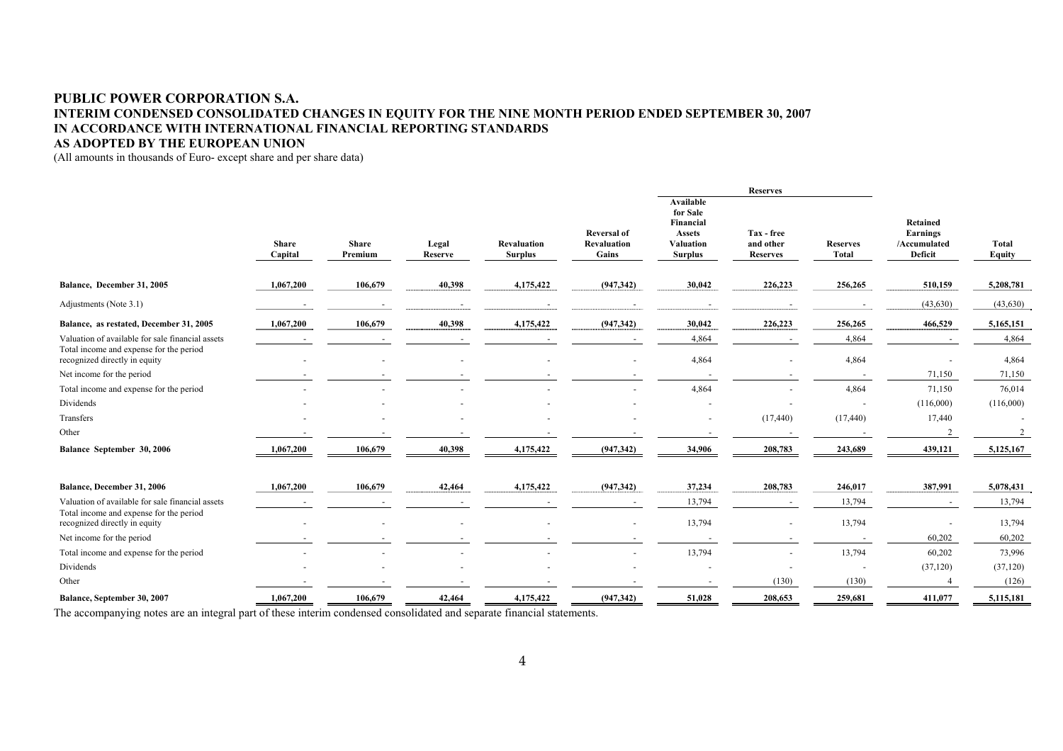# PUBLIC POWER CORPORATION S.A.

## INTERIM CONDENSED CONSOLIDATED CHANGES IN EQUITY FOR THE NINE MONTH PERIOD ENDED SEPTEMBER 30, 2007 IN ACCORDANCE WITH INTERNATIONAL FINANCIAL REPORTING STANDARDS AS ADOPTED BY THE EUROPEAN UNION

(All amounts in thousands of Euro- except share and per share data)

| | Share Capital | Share Premium | Legal Reserve | Revaluation Surplus | Reversal of Revaluation Gains | Reserves | | | Retained Earnings /Accumulated Deficit | Total Equity |
|---|---|---|---|---|---|---|---|---|---|---|
| | | | | | | Available for Sale Financial Assets Valuation Surplus | Tax - free and other Reserves | Reserves Total | | |
| **Balance, December 31, 2005** | 1,067,200 | 106,679 | 40,398 | 4,175,422 | (947,342) | 30,042 | 226,223 | 256,265 | 510,159 | 5,208,781 |
| Adjustments (Note 3.1) | - | - | - | - | - | - | - | - | (43,630) | (43,630) |
| **Balance, as restated, December 31, 2005** | 1,067,200 | 106,679 | 40,398 | 4,175,422 | (947,342) | 30,042 | 226,223 | 256,265 | 466,529 | 5,165,151 |
| Valuation of available for sale financial assets | - | - | - | - | - | 4,864 | - | 4,864 | - | 4,864 |
| Total income and expense for the period recognized directly in equity | - | - | - | - | - | 4,864 | - | 4,864 | - | 4,864 |
| Net income for the period | - | - | - | - | - | - | - | - | 71,150 | 71,150 |
| Total income and expense for the period | - | - | - | - | - | 4,864 | - | 4,864 | 71,150 | 76,014 |
| Dividends | - | - | - | - | - | - | - | - | (116,000) | (116,000) |
| Transfers | - | - | - | - | - | - | (17,440) | (17,440) | 17,440 | - |
| Other | - | - | - | - | - | - | - | - | 2 | 2 |
| **Balance September 30, 2006** | 1,067,200 | 106,679 | 40,398 | 4,175,422 | (947,342) | 34,906 | 208,783 | 243,689 | 439,121 | 5,125,167 |
| | | | | | | | | | | |
| **Balance, December 31, 2006** | 1,067,200 | 106,679 | 42,464 | 4,175,422 | (947,342) | 37,234 | 208,783 | 246,017 | 387,991 | 5,078,431 |
| Valuation of available for sale financial assets | - | - | - | - | - | 13,794 | - | 13,794 | - | 13,794 |
| Total income and expense for the period recognized directly in equity | - | - | - | - | - | 13,794 | - | 13,794 | - | 13,794 |
| Net income for the period | - | - | - | - | - | - | - | - | 60,202 | 60,202 |
| Total income and expense for the period | - | - | - | - | - | 13,794 | - | 13,794 | 60,202 | 73,996 |
| Dividends | - | - | - | - | - | - | - | - | (37,120) | (37,120) |
| Other | - | - | - | - | - | - | (130) | (130) | 4 | (126) |
| **Balance, September 30, 2007** | 1,067,200 | 106,679 | 42,464 | 4,175,422 | (947,342) | 51,028 | 208,653 | 259,681 | 411,077 | 5,115,181 |

The accompanying notes are an integral part of these interim condensed consolidated and separate financial statements.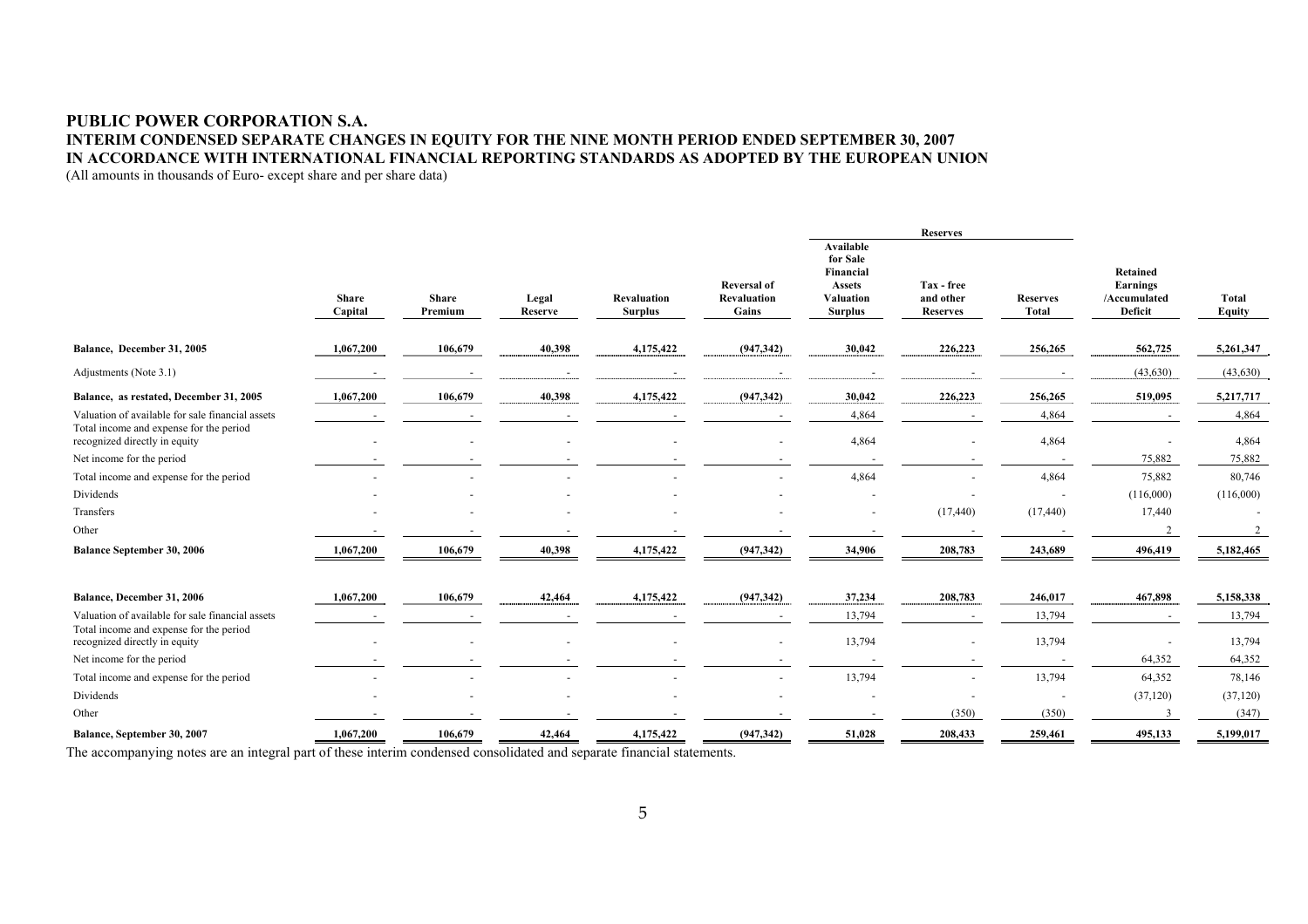**PUBLIC POWER CORPORATION S.A.**
**INTERIM CONDENSED SEPARATE CHANGES IN EQUITY FOR THE NINE MONTH PERIOD ENDED SEPTEMBER 30, 2007**
**IN ACCORDANCE WITH INTERNATIONAL FINANCIAL REPORTING STANDARDS AS ADOPTED BY THE EUROPEAN UNION**
(All amounts in thousands of Euro- except share and per share data)

| | | | | | | Reserves | | | | |
|---|---|---|---|---|---|---|---|---|---|---|
| | Share Capital | Share Premium | Legal Reserve | Revaluation Surplus | Reversal of Revaluation Gains | Available for Sale Financial Assets Valuation Surplus | Tax - free and other Reserves | Reserves Total | Retained Earnings /Accumulated Deficit | Total Equity |
| **Balance, December 31, 2005** | 1,067,200 | 106,679 | 40,398 | 4,175,422 | (947,342) | 30,042 | 226,223 | 256,265 | 562,725 | 5,261,347 |
| Adjustments (Note 3.1) | - | - | - | - | - | - | - | - | (43,630) | (43,630) |
| **Balance, as restated, December 31, 2005** | 1,067,200 | 106,679 | 40,398 | 4,175,422 | (947,342) | 30,042 | 226,223 | 256,265 | 519,095 | 5,217,717 |
| Valuation of available for sale financial assets | - | - | - | - | - | 4,864 | - | 4,864 | - | 4,864 |
| Total income and expense for the period recognized directly in equity | - | - | - | - | - | 4,864 | - | 4,864 | - | 4,864 |
| Net income for the period | - | - | - | - | - | - | - | - | 75,882 | 75,882 |
| Total income and expense for the period | - | - | - | - | - | 4,864 | - | 4,864 | 75,882 | 80,746 |
| Dividends | - | - | - | - | - | - | - | - | (116,000) | (116,000) |
| Transfers | - | - | - | - | - | - | (17,440) | (17,440) | 17,440 | - |
| Other | - | - | - | - | - | - | - | - | 2 | 2 |
| **Balance September 30, 2006** | 1,067,200 | 106,679 | 40,398 | 4,175,422 | (947,342) | 34,906 | 208,783 | 243,689 | 496,419 | 5,182,465 |
| | | | | | | | | | | |
| **Balance, December 31, 2006** | 1,067,200 | 106,679 | 42,464 | 4,175,422 | (947,342) | 37,234 | 208,783 | 246,017 | 467,898 | 5,158,338 |
| Valuation of available for sale financial assets | - | - | - | - | - | 13,794 | - | 13,794 | - | 13,794 |
| Total income and expense for the period recognized directly in equity | - | - | - | - | - | 13,794 | - | 13,794 | - | 13,794 |
| Net income for the period | - | - | - | - | - | - | - | - | 64,352 | 64,352 |
| Total income and expense for the period | - | - | - | - | - | 13,794 | - | 13,794 | 64,352 | 78,146 |
| Dividends | - | - | - | - | - | - | - | - | (37,120) | (37,120) |
| Other | - | - | - | - | - | - | (350) | (350) | 3 | (347) |
| **Balance, September 30, 2007** | 1,067,200 | 106,679 | 42,464 | 4,175,422 | (947,342) | 51,028 | 208,433 | 259,461 | 495,133 | 5,199,017 |

The accompanying notes are an integral part of these interim condensed consolidated and separate financial statements.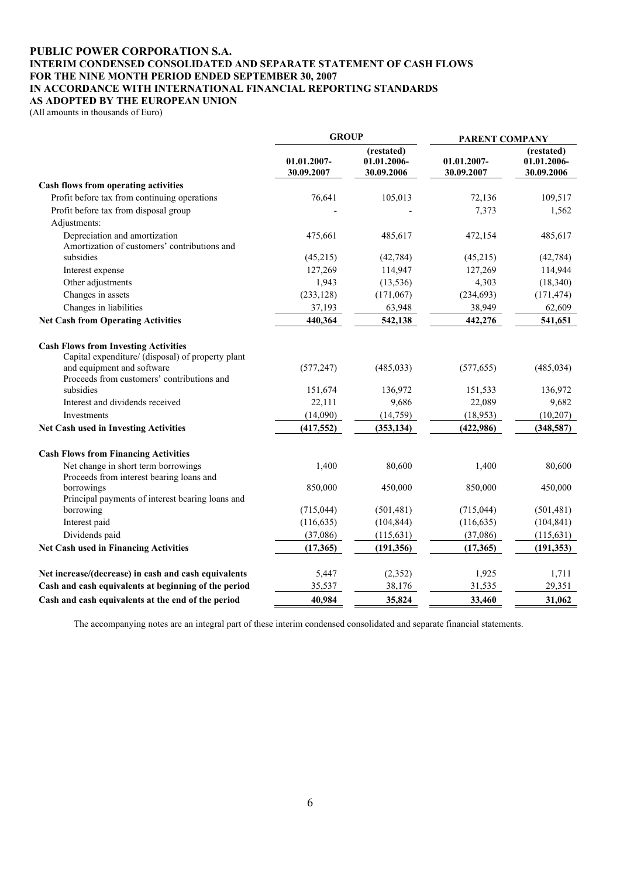# PUBLIC POWER CORPORATION S.A.
## INTERIM CONDENSED CONSOLIDATED AND SEPARATE STATEMENT OF CASH FLOWS
## FOR THE NINE MONTH PERIOD ENDED SEPTEMBER 30, 2007
## IN ACCORDANCE WITH INTERNATIONAL FINANCIAL REPORTING STANDARDS
## AS ADOPTED BY THE EUROPEAN UNION

(All amounts in thousands of Euro)

| | GROUP | | PARENT COMPANY | |
|---|---|---|---|---|
| | 01.01.2007-30.09.2007 | (restated) 01.01.2006-30.09.2006 | 01.01.2007-30.09.2007 | (restated) 01.01.2006-30.09.2006 |
| **Cash flows from operating activities** | | | | |
| Profit before tax from continuing operations | 76,641 | 105,013 | 72,136 | 109,517 |
| Profit before tax from disposal group | - | - | 7,373 | 1,562 |
| Adjustments: | | | | |
| Depreciation and amortization | 475,661 | 485,617 | 472,154 | 485,617 |
| Amortization of customers' contributions and subsidies | (45,215) | (42,784) | (45,215) | (42,784) |
| Interest expense | 127,269 | 114,947 | 127,269 | 114,944 |
| Other adjustments | 1,943 | (13,536) | 4,303 | (18,340) |
| Changes in assets | (233,128) | (171,067) | (234,693) | (171,474) |
| Changes in liabilities | 37,193 | 63,948 | 38,949 | 62,609 |
| **Net Cash from Operating Activities** | **440,364** | **542,138** | **442,276** | **541,651** |
| **Cash Flows from Investing Activities** | | | | |
| Capital expenditure/ (disposal) of property plant and equipment and software | (577,247) | (485,033) | (577,655) | (485,034) |
| Proceeds from customers' contributions and subsidies | 151,674 | 136,972 | 151,533 | 136,972 |
| Interest and dividends received | 22,111 | 9,686 | 22,089 | 9,682 |
| Investments | (14,090) | (14,759) | (18,953) | (10,207) |
| **Net Cash used in Investing Activities** | **(417,552)** | **(353,134)** | **(422,986)** | **(348,587)** |
| **Cash Flows from Financing Activities** | | | | |
| Net change in short term borrowings | 1,400 | 80,600 | 1,400 | 80,600 |
| Proceeds from interest bearing loans and borrowings | 850,000 | 450,000 | 850,000 | 450,000 |
| Principal payments of interest bearing loans and borrowing | (715,044) | (501,481) | (715,044) | (501,481) |
| Interest paid | (116,635) | (104,844) | (116,635) | (104,841) |
| Dividends paid | (37,086) | (115,631) | (37,086) | (115,631) |
| **Net Cash used in Financing Activities** | **(17,365)** | **(191,356)** | **(17,365)** | **(191,353)** |
| **Net increase/(decrease) in cash and cash equivalents** | 5,447 | (2,352) | 1,925 | 1,711 |
| **Cash and cash equivalents at beginning of the period** | 35,537 | 38,176 | 31,535 | 29,351 |
| **Cash and cash equivalents at the end of the period** | **40,984** | **35,824** | **33,460** | **31,062** |

The accompanying notes are an integral part of these interim condensed consolidated and separate financial statements.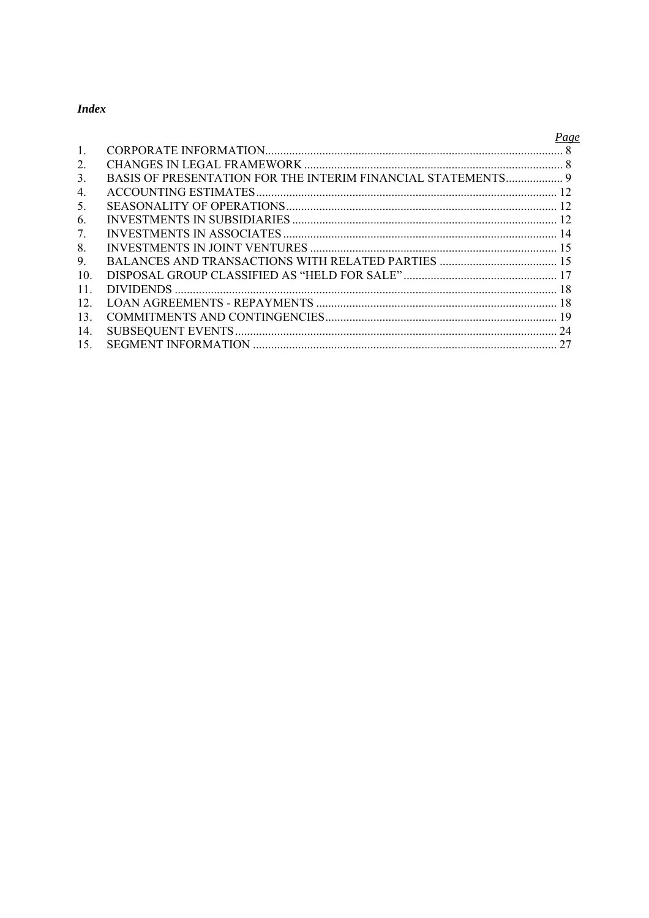***Index***

| | | *Page* |
|---|---|---|
| 1. | CORPORATE INFORMATION | 8 |
| 2. | CHANGES IN LEGAL FRAMEWORK | 8 |
| 3. | BASIS OF PRESENTATION FOR THE INTERIM FINANCIAL STATEMENTS | 9 |
| 4. | ACCOUNTING ESTIMATES | 12 |
| 5. | SEASONALITY OF OPERATIONS | 12 |
| 6. | INVESTMENTS IN SUBSIDIARIES | 12 |
| 7. | INVESTMENTS IN ASSOCIATES | 14 |
| 8. | INVESTMENTS IN JOINT VENTURES | 15 |
| 9. | BALANCES AND TRANSACTIONS WITH RELATED PARTIES | 15 |
| 10. | DISPOSAL GROUP CLASSIFIED AS "HELD FOR SALE" | 17 |
| 11. | DIVIDENDS | 18 |
| 12. | LOAN AGREEMENTS - REPAYMENTS | 18 |
| 13. | COMMITMENTS AND CONTINGENCIES | 19 |
| 14. | SUBSEQUENT EVENTS | 24 |
| 15. | SEGMENT INFORMATION | 27 |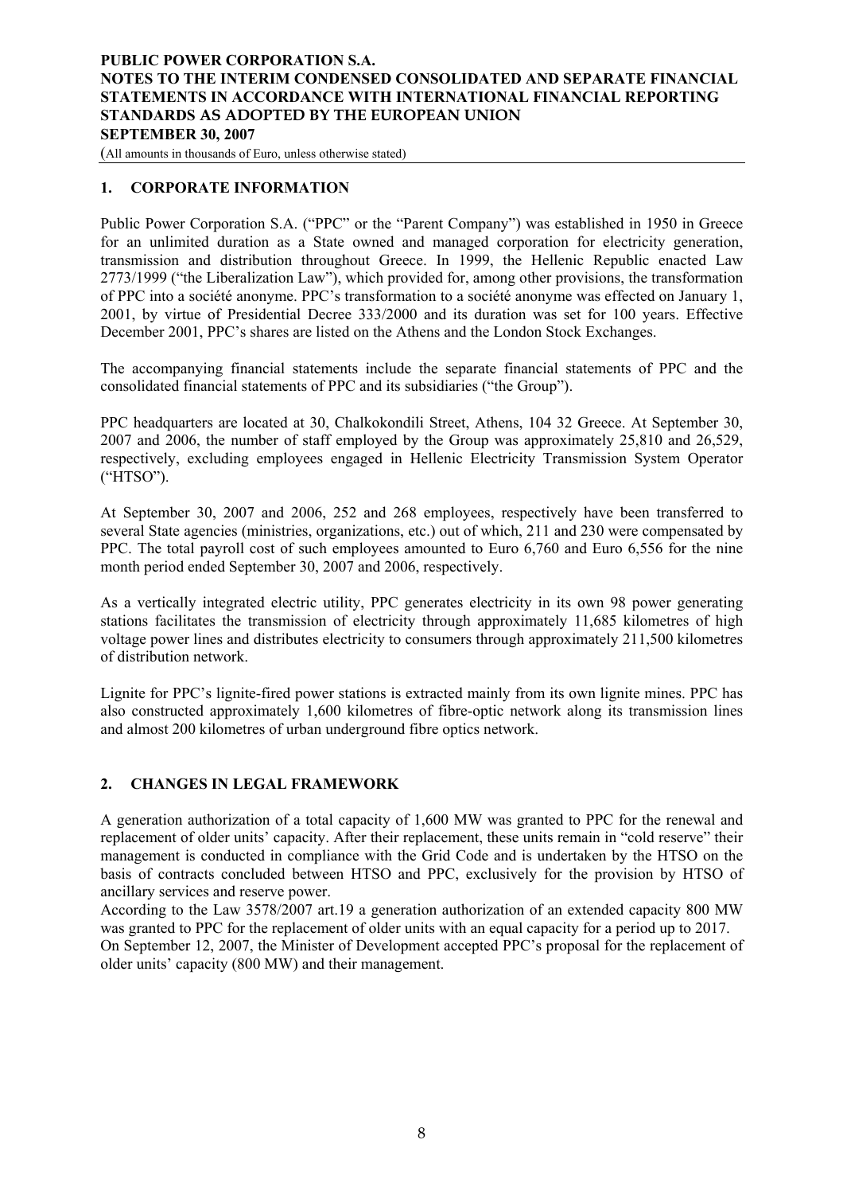## 1. CORPORATE INFORMATION

Public Power Corporation S.A. ("PPC" or the "Parent Company") was established in 1950 in Greece for an unlimited duration as a State owned and managed corporation for electricity generation, transmission and distribution throughout Greece. In 1999, the Hellenic Republic enacted Law 2773/1999 ("the Liberalization Law"), which provided for, among other provisions, the transformation of PPC into a société anonyme. PPC's transformation to a société anonyme was effected on January 1, 2001, by virtue of Presidential Decree 333/2000 and its duration was set for 100 years. Effective December 2001, PPC's shares are listed on the Athens and the London Stock Exchanges.

The accompanying financial statements include the separate financial statements of PPC and the consolidated financial statements of PPC and its subsidiaries ("the Group").

PPC headquarters are located at 30, Chalkokondili Street, Athens, 104 32 Greece. At September 30, 2007 and 2006, the number of staff employed by the Group was approximately 25,810 and 26,529, respectively, excluding employees engaged in Hellenic Electricity Transmission System Operator ("HTSO").

At September 30, 2007 and 2006, 252 and 268 employees, respectively have been transferred to several State agencies (ministries, organizations, etc.) out of which, 211 and 230 were compensated by PPC. The total payroll cost of such employees amounted to Euro 6,760 and Euro 6,556 for the nine month period ended September 30, 2007 and 2006, respectively.

As a vertically integrated electric utility, PPC generates electricity in its own 98 power generating stations facilitates the transmission of electricity through approximately 11,685 kilometres of high voltage power lines and distributes electricity to consumers through approximately 211,500 kilometres of distribution network.

Lignite for PPC's lignite-fired power stations is extracted mainly from its own lignite mines. PPC has also constructed approximately 1,600 kilometres of fibre-optic network along its transmission lines and almost 200 kilometres of urban underground fibre optics network.

## 2. CHANGES IN LEGAL FRAMEWORK

A generation authorization of a total capacity of 1,600 MW was granted to PPC for the renewal and replacement of older units' capacity. After their replacement, these units remain in "cold reserve" their management is conducted in compliance with the Grid Code and is undertaken by the HTSO on the basis of contracts concluded between HTSO and PPC, exclusively for the provision by HTSO of ancillary services and reserve power.

According to the Law 3578/2007 art.19 a generation authorization of an extended capacity 800 MW was granted to PPC for the replacement of older units with an equal capacity for a period up to 2017.

On September 12, 2007, the Minister of Development accepted PPC's proposal for the replacement of older units' capacity (800 MW) and their management.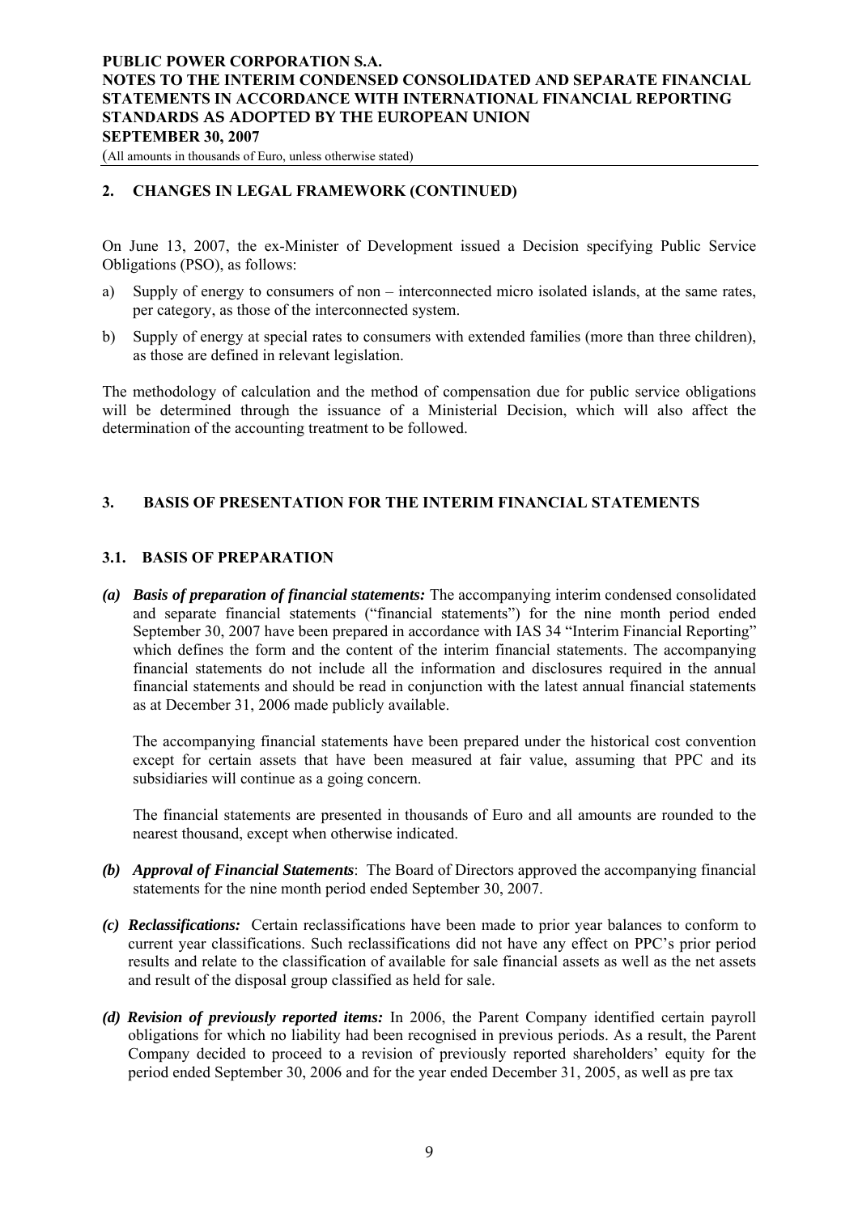## 2. CHANGES IN LEGAL FRAMEWORK (CONTINUED)

On June 13, 2007, the ex-Minister of Development issued a Decision specifying Public Service Obligations (PSO), as follows:

a) Supply of energy to consumers of non – interconnected micro isolated islands, at the same rates, per category, as those of the interconnected system.

b) Supply of energy at special rates to consumers with extended families (more than three children), as those are defined in relevant legislation.

The methodology of calculation and the method of compensation due for public service obligations will be determined through the issuance of a Ministerial Decision, which will also affect the determination of the accounting treatment to be followed.

## 3. BASIS OF PRESENTATION FOR THE INTERIM FINANCIAL STATEMENTS

### 3.1. BASIS OF PREPARATION

***(a) Basis of preparation of financial statements:*** The accompanying interim condensed consolidated and separate financial statements ("financial statements") for the nine month period ended September 30, 2007 have been prepared in accordance with IAS 34 "Interim Financial Reporting" which defines the form and the content of the interim financial statements. The accompanying financial statements do not include all the information and disclosures required in the annual financial statements and should be read in conjunction with the latest annual financial statements as at December 31, 2006 made publicly available.

The accompanying financial statements have been prepared under the historical cost convention except for certain assets that have been measured at fair value, assuming that PPC and its subsidiaries will continue as a going concern.

The financial statements are presented in thousands of Euro and all amounts are rounded to the nearest thousand, except when otherwise indicated.

***(b) Approval of Financial Statements***: The Board of Directors approved the accompanying financial statements for the nine month period ended September 30, 2007.

***(c) Reclassifications:*** Certain reclassifications have been made to prior year balances to conform to current year classifications. Such reclassifications did not have any effect on PPC's prior period results and relate to the classification of available for sale financial assets as well as the net assets and result of the disposal group classified as held for sale.

***(d) Revision of previously reported items:*** In 2006, the Parent Company identified certain payroll obligations for which no liability had been recognised in previous periods. As a result, the Parent Company decided to proceed to a revision of previously reported shareholders' equity for the period ended September 30, 2006 and for the year ended December 31, 2005, as well as pre tax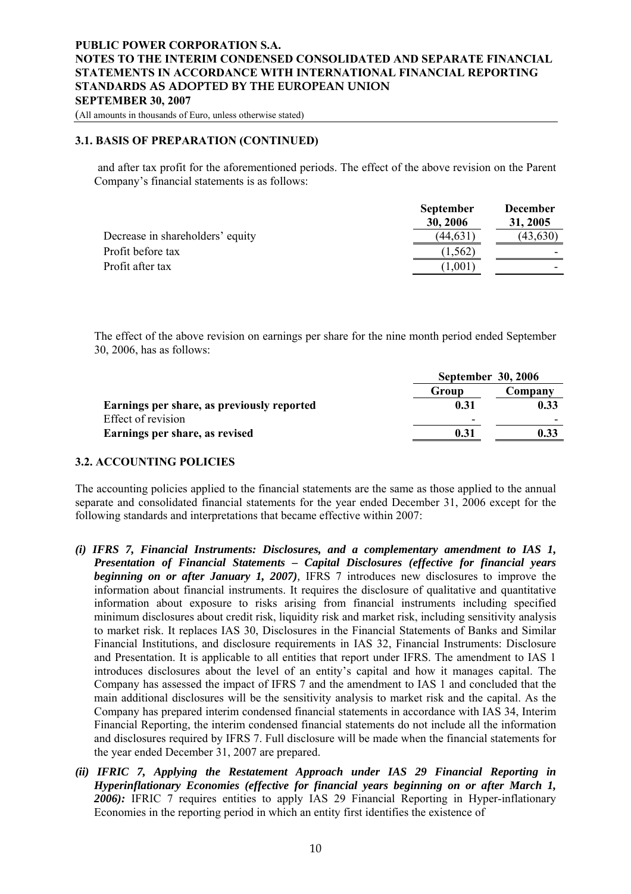### 3.1. BASIS OF PREPARATION (CONTINUED)

and after tax profit for the aforementioned periods. The effect of the above revision on the Parent Company's financial statements is as follows:

| | September 30, 2006 | December 31, 2005 |
|---|---|---|
| Decrease in shareholders' equity | (44,631) | (43,630) |
| Profit before tax | (1,562) | - |
| Profit after tax | (1,001) | - |

The effect of the above revision on earnings per share for the nine month period ended September 30, 2006, has as follows:

| | September 30, 2006 | |
|---|---|---|
| | Group | Company |
| **Earnings per share, as previously reported** | **0.31** | **0.33** |
| Effect of revision | - | - |
| **Earnings per share, as revised** | **0.31** | **0.33** |

### 3.2. ACCOUNTING POLICIES

The accounting policies applied to the financial statements are the same as those applied to the annual separate and consolidated financial statements for the year ended December 31, 2006 except for the following standards and interpretations that became effective within 2007:

*(i)* ***IFRS 7, Financial Instruments: Disclosures, and a complementary amendment to IAS 1, Presentation of Financial Statements – Capital Disclosures (effective for financial years beginning on or after January 1, 2007)***, IFRS 7 introduces new disclosures to improve the information about financial instruments. It requires the disclosure of qualitative and quantitative information about exposure to risks arising from financial instruments including specified minimum disclosures about credit risk, liquidity risk and market risk, including sensitivity analysis to market risk. It replaces IAS 30, Disclosures in the Financial Statements of Banks and Similar Financial Institutions, and disclosure requirements in IAS 32, Financial Instruments: Disclosure and Presentation. It is applicable to all entities that report under IFRS. The amendment to IAS 1 introduces disclosures about the level of an entity's capital and how it manages capital. The Company has assessed the impact of IFRS 7 and the amendment to IAS 1 and concluded that the main additional disclosures will be the sensitivity analysis to market risk and the capital. As the Company has prepared interim condensed financial statements in accordance with IAS 34, Interim Financial Reporting, the interim condensed financial statements do not include all the information and disclosures required by IFRS 7. Full disclosure will be made when the financial statements for the year ended December 31, 2007 are prepared.

*(ii)* ***IFRIC 7, Applying the Restatement Approach under IAS 29 Financial Reporting in Hyperinflationary Economies (effective for financial years beginning on or after March 1, 2006):*** IFRIC 7 requires entities to apply IAS 29 Financial Reporting in Hyper-inflationary Economies in the reporting period in which an entity first identifies the existence of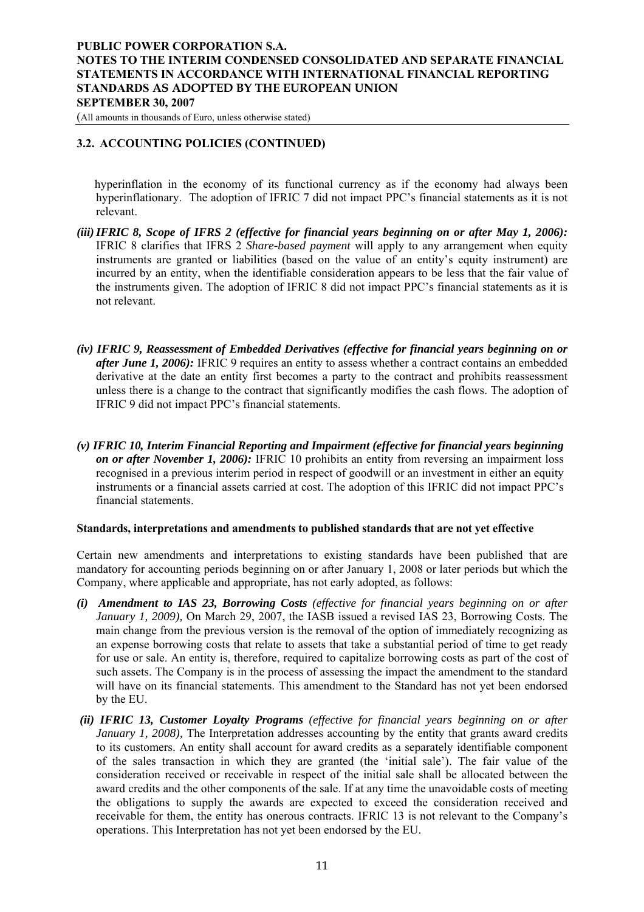### 3.2. ACCOUNTING POLICIES (CONTINUED)

hyperinflation in the economy of its functional currency as if the economy had always been hyperinflationary. The adoption of IFRIC 7 did not impact PPC's financial statements as it is not relevant.

***(iii) IFRIC 8, Scope of IFRS 2 (effective for financial years beginning on or after May 1, 2006):*** IFRIC 8 clarifies that IFRS 2 *Share-based payment* will apply to any arrangement when equity instruments are granted or liabilities (based on the value of an entity's equity instrument) are incurred by an entity, when the identifiable consideration appears to be less that the fair value of the instruments given. The adoption of IFRIC 8 did not impact PPC's financial statements as it is not relevant.

***(iv) IFRIC 9, Reassessment of Embedded Derivatives (effective for financial years beginning on or after June 1, 2006):*** IFRIC 9 requires an entity to assess whether a contract contains an embedded derivative at the date an entity first becomes a party to the contract and prohibits reassessment unless there is a change to the contract that significantly modifies the cash flows. The adoption of IFRIC 9 did not impact PPC's financial statements.

***(v) IFRIC 10, Interim Financial Reporting and Impairment (effective for financial years beginning on or after November 1, 2006):*** IFRIC 10 prohibits an entity from reversing an impairment loss recognised in a previous interim period in respect of goodwill or an investment in either an equity instruments or a financial assets carried at cost. The adoption of this IFRIC did not impact PPC's financial statements.

**Standards, interpretations and amendments to published standards that are not yet effective**

Certain new amendments and interpretations to existing standards have been published that are mandatory for accounting periods beginning on or after January 1, 2008 or later periods but which the Company, where applicable and appropriate, has not early adopted, as follows:

***(i) Amendment to IAS 23, Borrowing Costs*** *(effective for financial years beginning on or after January 1, 2009),* On March 29, 2007, the IASB issued a revised IAS 23, Borrowing Costs. The main change from the previous version is the removal of the option of immediately recognizing as an expense borrowing costs that relate to assets that take a substantial period of time to get ready for use or sale. An entity is, therefore, required to capitalize borrowing costs as part of the cost of such assets. The Company is in the process of assessing the impact the amendment to the standard will have on its financial statements. This amendment to the Standard has not yet been endorsed by the EU.

***(ii) IFRIC 13, Customer Loyalty Programs*** *(effective for financial years beginning on or after January 1, 2008),* The Interpretation addresses accounting by the entity that grants award credits to its customers. An entity shall account for award credits as a separately identifiable component of the sales transaction in which they are granted (the 'initial sale'). The fair value of the consideration received or receivable in respect of the initial sale shall be allocated between the award credits and the other components of the sale. If at any time the unavoidable costs of meeting the obligations to supply the awards are expected to exceed the consideration received and receivable for them, the entity has onerous contracts. IFRIC 13 is not relevant to the Company's operations. This Interpretation has not yet been endorsed by the EU.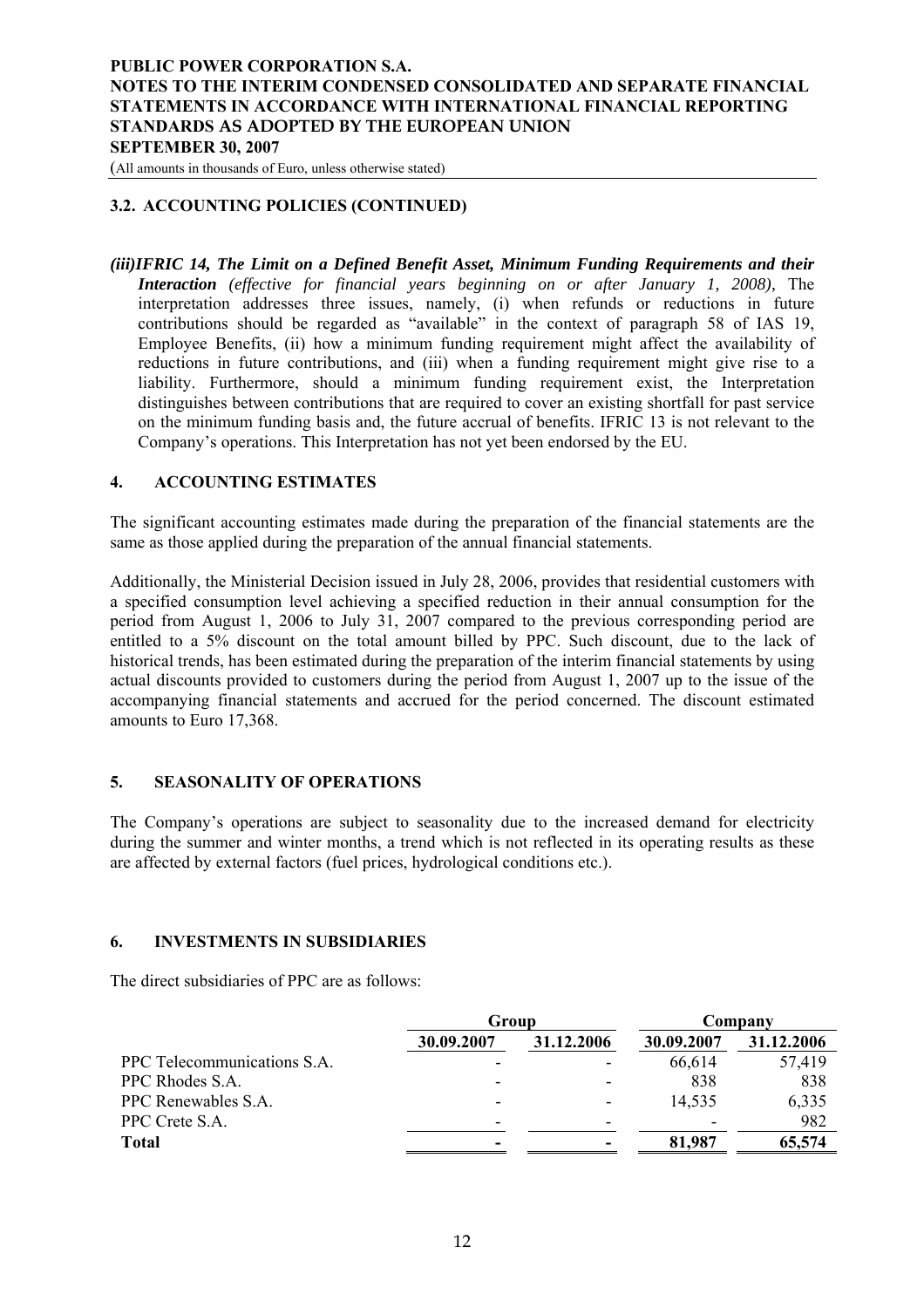## 3.2. ACCOUNTING POLICIES (CONTINUED)

***(iii)IFRIC 14, The Limit on a Defined Benefit Asset, Minimum Funding Requirements and their Interaction*** *(effective for financial years beginning on or after January 1, 2008),* The interpretation addresses three issues, namely, (i) when refunds or reductions in future contributions should be regarded as "available" in the context of paragraph 58 of IAS 19, Employee Benefits, (ii) how a minimum funding requirement might affect the availability of reductions in future contributions, and (iii) when a funding requirement might give rise to a liability. Furthermore, should a minimum funding requirement exist, the Interpretation distinguishes between contributions that are required to cover an existing shortfall for past service on the minimum funding basis and, the future accrual of benefits. IFRIC 13 is not relevant to the Company's operations. This Interpretation has not yet been endorsed by the EU.

## 4. ACCOUNTING ESTIMATES

The significant accounting estimates made during the preparation of the financial statements are the same as those applied during the preparation of the annual financial statements.

Additionally, the Ministerial Decision issued in July 28, 2006, provides that residential customers with a specified consumption level achieving a specified reduction in their annual consumption for the period from August 1, 2006 to July 31, 2007 compared to the previous corresponding period are entitled to a 5% discount on the total amount billed by PPC. Such discount, due to the lack of historical trends, has been estimated during the preparation of the interim financial statements by using actual discounts provided to customers during the period from August 1, 2007 up to the issue of the accompanying financial statements and accrued for the period concerned. The discount estimated amounts to Euro 17,368.

## 5. SEASONALITY OF OPERATIONS

The Company's operations are subject to seasonality due to the increased demand for electricity during the summer and winter months, a trend which is not reflected in its operating results as these are affected by external factors (fuel prices, hydrological conditions etc.).

## 6. INVESTMENTS IN SUBSIDIARIES

The direct subsidiaries of PPC are as follows:

| | Group | | Company | |
|---|---|---|---|---|
| | 30.09.2007 | 31.12.2006 | 30.09.2007 | 31.12.2006 |
| PPC Telecommunications S.A. | - | - | 66,614 | 57,419 |
| PPC Rhodes S.A. | - | - | 838 | 838 |
| PPC Renewables S.A. | - | - | 14,535 | 6,335 |
| PPC Crete S.A. | - | - | - | 982 |
| **Total** | **-** | **-** | **81,987** | **65,574** |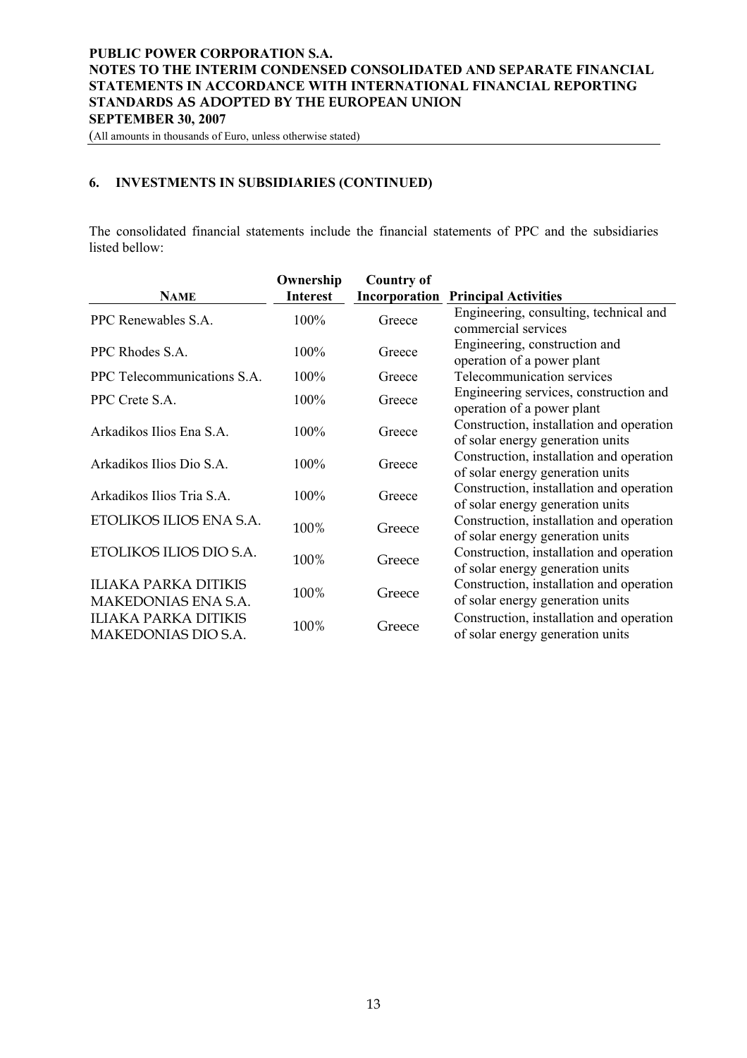## 6. INVESTMENTS IN SUBSIDIARIES (CONTINUED)

The consolidated financial statements include the financial statements of PPC and the subsidiaries listed bellow:

| NAME | Ownership Interest | Country of Incorporation | Principal Activities |
|---|---|---|---|
| PPC Renewables S.A. | 100% | Greece | Engineering, consulting, technical and commercial services |
| PPC Rhodes S.A. | 100% | Greece | Engineering, construction and operation of a power plant |
| PPC Telecommunications S.A. | 100% | Greece | Telecommunication services |
| PPC Crete S.A. | 100% | Greece | Engineering services, construction and operation of a power plant |
| Arkadikos Ilios Ena S.A. | 100% | Greece | Construction, installation and operation of solar energy generation units |
| Arkadikos Ilios Dio S.A. | 100% | Greece | Construction, installation and operation of solar energy generation units |
| Arkadikos Ilios Tria S.A. | 100% | Greece | Construction, installation and operation of solar energy generation units |
| ETOLIKOS ILIOS ENA S.A. | 100% | Greece | Construction, installation and operation of solar energy generation units |
| ETOLIKOS ILIOS DIO S.A. | 100% | Greece | Construction, installation and operation of solar energy generation units |
| ILIAKA PARKA DITIKIS MAKEDONIAS ENA S.A. | 100% | Greece | Construction, installation and operation of solar energy generation units |
| ILIAKA PARKA DITIKIS MAKEDONIAS DIO S.A. | 100% | Greece | Construction, installation and operation of solar energy generation units |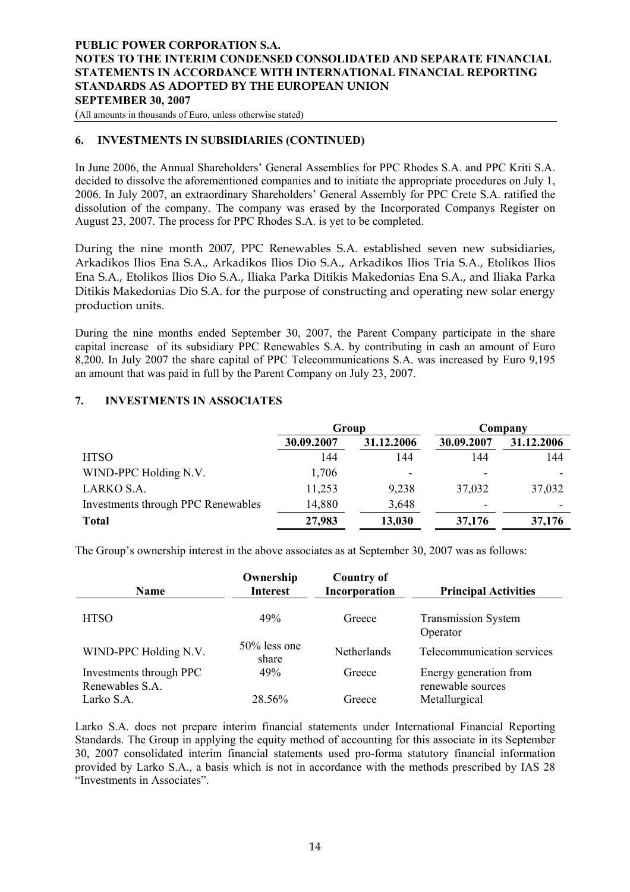## 6. INVESTMENTS IN SUBSIDIARIES (CONTINUED)

In June 2006, the Annual Shareholders' General Assemblies for PPC Rhodes S.A. and PPC Kriti S.A. decided to dissolve the aforementioned companies and to initiate the appropriate procedures on July 1, 2006. In July 2007, an extraordinary Shareholders' General Assembly for PPC Crete S.A. ratified the dissolution of the company. The company was erased by the Incorporated Companys Register on August 23, 2007. The process for PPC Rhodes S.A. is yet to be completed.

During the nine month 2007, PPC Renewables S.A. established seven new subsidiaries, Arkadikos Ilios Ena S.A., Arkadikos Ilios Dio S.A., Arkadikos Ilios Tria S.A., Etolikos Ilios Ena S.A., Etolikos Ilios Dio S.A., Iliaka Parka Ditikis Makedonias Ena S.A., and Iliaka Parka Ditikis Makedonias Dio S.A. for the purpose of constructing and operating new solar energy production units.

During the nine months ended September 30, 2007, the Parent Company participate in the share capital increase of its subsidiary PPC Renewables S.A. by contributing in cash an amount of Euro 8,200. In July 2007 the share capital of PPC Telecommunications S.A. was increased by Euro 9,195 an amount that was paid in full by the Parent Company on July 23, 2007.

## 7. INVESTMENTS IN ASSOCIATES

| | Group | | Company | |
|---|---|---|---|---|
| | 30.09.2007 | 31.12.2006 | 30.09.2007 | 31.12.2006 |
| HTSO | 144 | 144 | 144 | 144 |
| WIND-PPC Holding N.V. | 1,706 | - | - | - |
| LARKO S.A. | 11,253 | 9,238 | 37,032 | 37,032 |
| Investments through PPC Renewables | 14,880 | 3,648 | - | - |
| **Total** | **27,983** | **13,030** | **37,176** | **37,176** |

The Group's ownership interest in the above associates as at September 30, 2007 was as follows:

| Name | Ownership Interest | Country of Incorporation | Principal Activities |
|---|---|---|---|
| HTSO | 49% | Greece | Transmission System Operator |
| WIND-PPC Holding N.V. | 50% less one share | Netherlands | Telecommunication services |
| Investments through PPC Renewables S.A. | 49% | Greece | Energy generation from renewable sources |
| Larko S.A. | 28.56% | Greece | Metallurgical |

Larko S.A. does not prepare interim financial statements under International Financial Reporting Standards. The Group in applying the equity method of accounting for this associate in its September 30, 2007 consolidated interim financial statements used pro-forma statutory financial information provided by Larko S.A., a basis which is not in accordance with the methods prescribed by IAS 28 "Investments in Associates".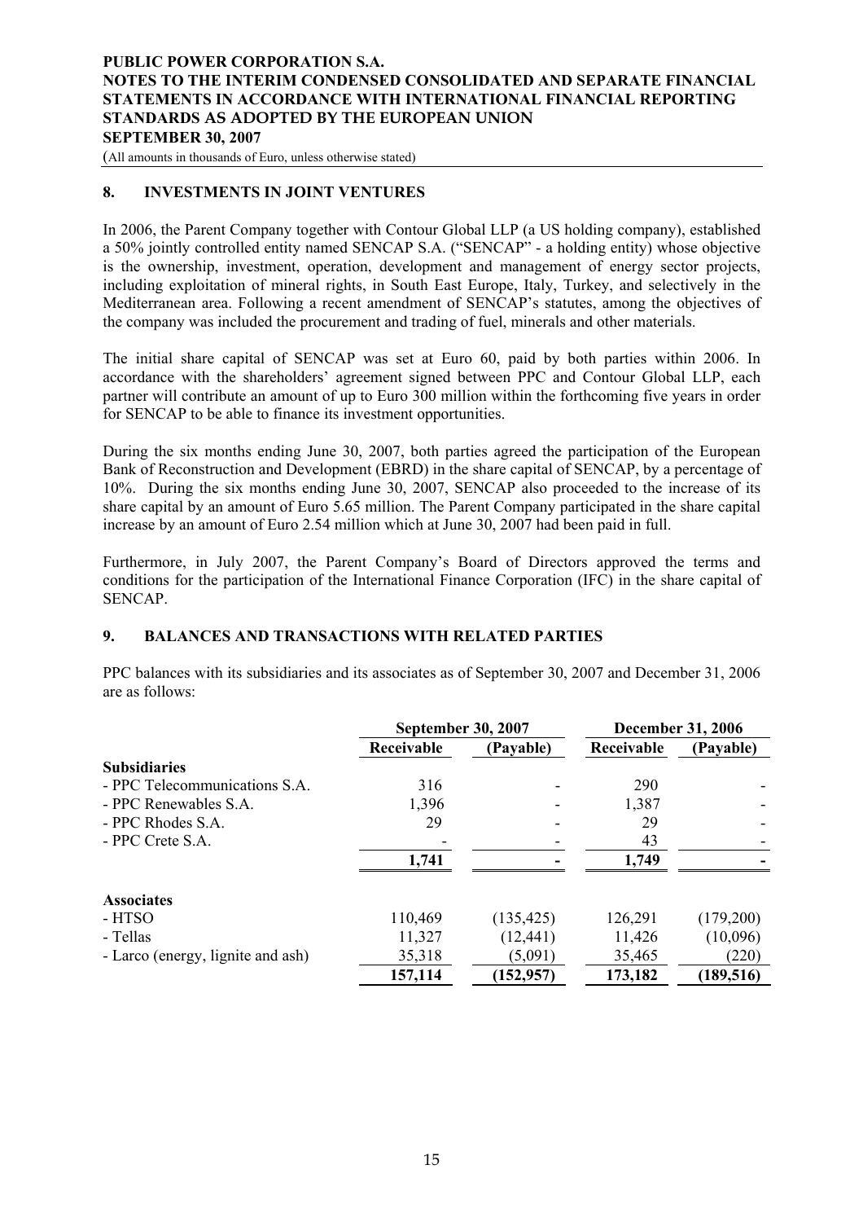## 8. INVESTMENTS IN JOINT VENTURES

In 2006, the Parent Company together with Contour Global LLP (a US holding company), established a 50% jointly controlled entity named SENCAP S.A. ("SENCAP" - a holding entity) whose objective is the ownership, investment, operation, development and management of energy sector projects, including exploitation of mineral rights, in South East Europe, Italy, Turkey, and selectively in the Mediterranean area. Following a recent amendment of SENCAP's statutes, among the objectives of the company was included the procurement and trading of fuel, minerals and other materials.

The initial share capital of SENCAP was set at Euro 60, paid by both parties within 2006. In accordance with the shareholders' agreement signed between PPC and Contour Global LLP, each partner will contribute an amount of up to Euro 300 million within the forthcoming five years in order for SENCAP to be able to finance its investment opportunities.

During the six months ending June 30, 2007, both parties agreed the participation of the European Bank of Reconstruction and Development (EBRD) in the share capital of SENCAP, by a percentage of 10%. During the six months ending June 30, 2007, SENCAP also proceeded to the increase of its share capital by an amount of Euro 5.65 million. The Parent Company participated in the share capital increase by an amount of Euro 2.54 million which at June 30, 2007 had been paid in full.

Furthermore, in July 2007, the Parent Company's Board of Directors approved the terms and conditions for the participation of the International Finance Corporation (IFC) in the share capital of SENCAP.

## 9. BALANCES AND TRANSACTIONS WITH RELATED PARTIES

PPC balances with its subsidiaries and its associates as of September 30, 2007 and December 31, 2006 are as follows:

| | September 30, 2007 | | December 31, 2006 | |
|---|---|---|---|---|
| | Receivable | (Payable) | Receivable | (Payable) |
| **Subsidiaries** | | | | |
| - PPC Telecommunications S.A. | 316 | - | 290 | - |
| - PPC Renewables S.A. | 1,396 | - | 1,387 | - |
| - PPC Rhodes S.A. | 29 | - | 29 | - |
| - PPC Crete S.A. | - | - | 43 | - |
| | **1,741** | **-** | **1,749** | **-** |
| **Associates** | | | | |
| - HTSO | 110,469 | (135,425) | 126,291 | (179,200) |
| - Tellas | 11,327 | (12,441) | 11,426 | (10,096) |
| - Larco (energy, lignite and ash) | 35,318 | (5,091) | 35,465 | (220) |
| | **157,114** | **(152,957)** | **173,182** | **(189,516)** |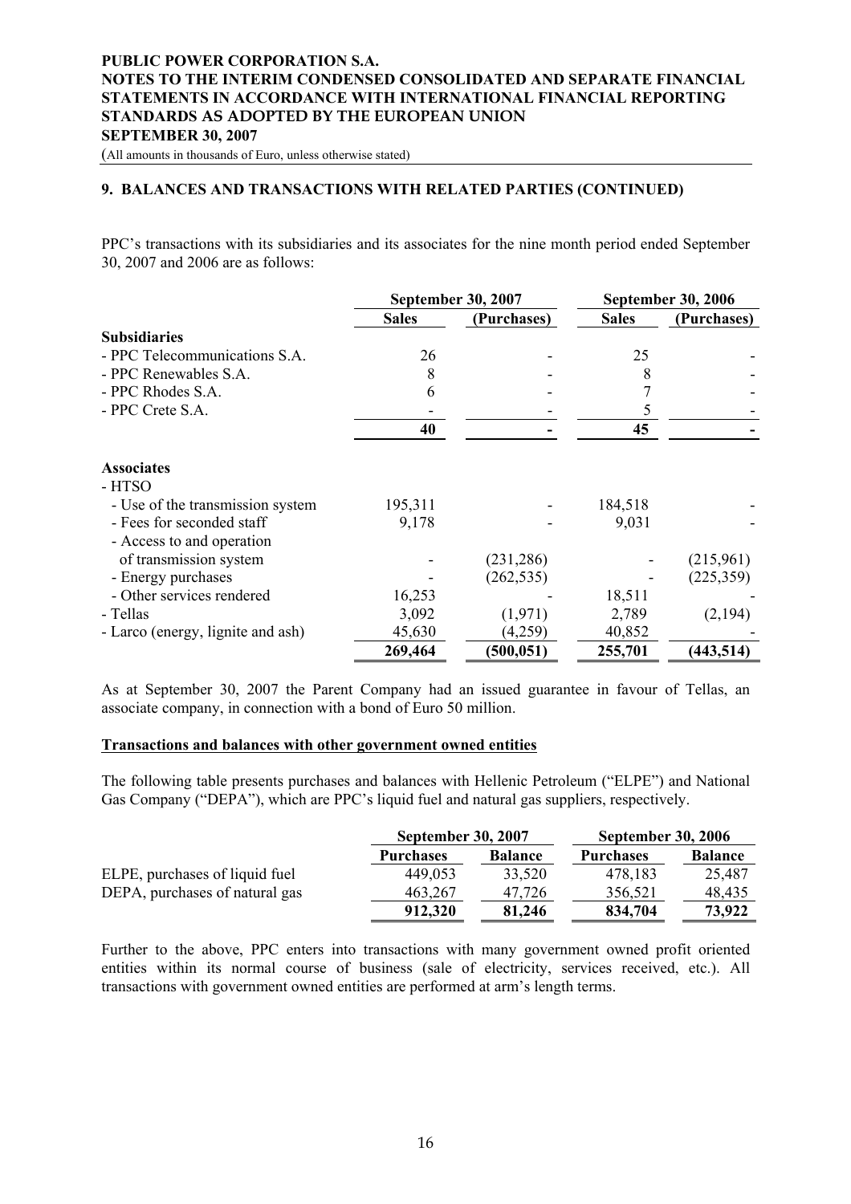## 9. BALANCES AND TRANSACTIONS WITH RELATED PARTIES (CONTINUED)

PPC's transactions with its subsidiaries and its associates for the nine month period ended September 30, 2007 and 2006 are as follows:

| | September 30, 2007 | | September 30, 2006 | |
|---|---|---|---|---|
| | **Sales** | **(Purchases)** | **Sales** | **(Purchases)** |
| **Subsidiaries** | | | | |
| - PPC Telecommunications S.A. | 26 | - | 25 | - |
| - PPC Renewables S.A. | 8 | - | 8 | - |
| - PPC Rhodes S.A. | 6 | - | 7 | - |
| - PPC Crete S.A. | - | - | 5 | - |
| | **40** | **-** | **45** | **-** |
| **Associates** | | | | |
| - HTSO | | | | |
| - Use of the transmission system | 195,311 | - | 184,518 | - |
| - Fees for seconded staff | 9,178 | - | 9,031 | - |
| - Access to and operation of transmission system | - | (231,286) | - | (215,961) |
| - Energy purchases | - | (262,535) | - | (225,359) |
| - Other services rendered | 16,253 | - | 18,511 | - |
| - Tellas | 3,092 | (1,971) | 2,789 | (2,194) |
| - Larco (energy, lignite and ash) | 45,630 | (4,259) | 40,852 | - |
| | **269,464** | **(500,051)** | **255,701** | **(443,514)** |

As at September 30, 2007 the Parent Company had an issued guarantee in favour of Tellas, an associate company, in connection with a bond of Euro 50 million.

**Transactions and balances with other government owned entities**

The following table presents purchases and balances with Hellenic Petroleum ("ELPE") and National Gas Company ("DEPA"), which are PPC's liquid fuel and natural gas suppliers, respectively.

| | September 30, 2007 | | September 30, 2006 | |
|---|---|---|---|---|
| | **Purchases** | **Balance** | **Purchases** | **Balance** |
| ELPE, purchases of liquid fuel | 449,053 | 33,520 | 478,183 | 25,487 |
| DEPA, purchases of natural gas | 463,267 | 47,726 | 356,521 | 48,435 |
| | **912,320** | **81,246** | **834,704** | **73,922** |

Further to the above, PPC enters into transactions with many government owned profit oriented entities within its normal course of business (sale of electricity, services received, etc.). All transactions with government owned entities are performed at arm's length terms.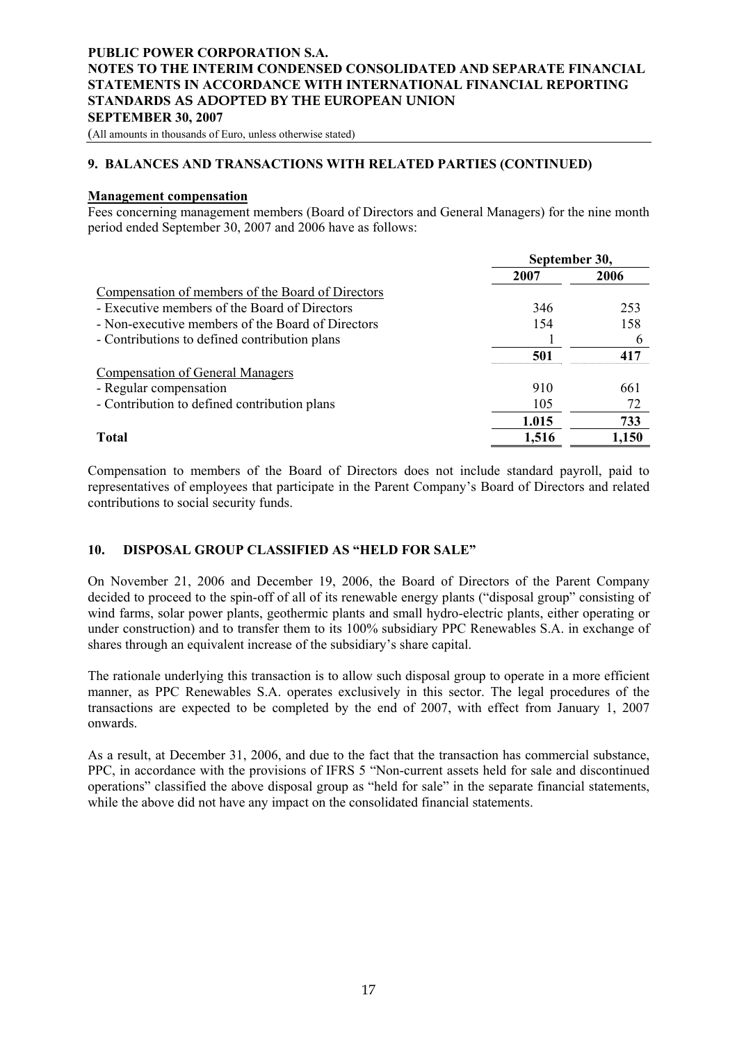## 9. BALANCES AND TRANSACTIONS WITH RELATED PARTIES (CONTINUED)

**Management compensation**

Fees concerning management members (Board of Directors and General Managers) for the nine month period ended September 30, 2007 and 2006 have as follows:

| | September 30, | |
|---|---|---|
| | **2007** | **2006** |
| Compensation of members of the Board of Directors | | |
| - Executive members of the Board of Directors | 346 | 253 |
| - Non-executive members of the Board of Directors | 154 | 158 |
| - Contributions to defined contribution plans | 1 | 6 |
| | **501** | **417** |
| Compensation of General Managers | | |
| - Regular compensation | 910 | 661 |
| - Contribution to defined contribution plans | 105 | 72 |
| | **1.015** | **733** |
| **Total** | **1,516** | **1,150** |

Compensation to members of the Board of Directors does not include standard payroll, paid to representatives of employees that participate in the Parent Company's Board of Directors and related contributions to social security funds.

## 10. DISPOSAL GROUP CLASSIFIED AS "HELD FOR SALE"

On November 21, 2006 and December 19, 2006, the Board of Directors of the Parent Company decided to proceed to the spin-off of all of its renewable energy plants ("disposal group" consisting of wind farms, solar power plants, geothermic plants and small hydro-electric plants, either operating or under construction) and to transfer them to its 100% subsidiary PPC Renewables S.A. in exchange of shares through an equivalent increase of the subsidiary's share capital.

The rationale underlying this transaction is to allow such disposal group to operate in a more efficient manner, as PPC Renewables S.A. operates exclusively in this sector. The legal procedures of the transactions are expected to be completed by the end of 2007, with effect from January 1, 2007 onwards.

As a result, at December 31, 2006, and due to the fact that the transaction has commercial substance, PPC, in accordance with the provisions of IFRS 5 "Non-current assets held for sale and discontinued operations" classified the above disposal group as "held for sale" in the separate financial statements, while the above did not have any impact on the consolidated financial statements.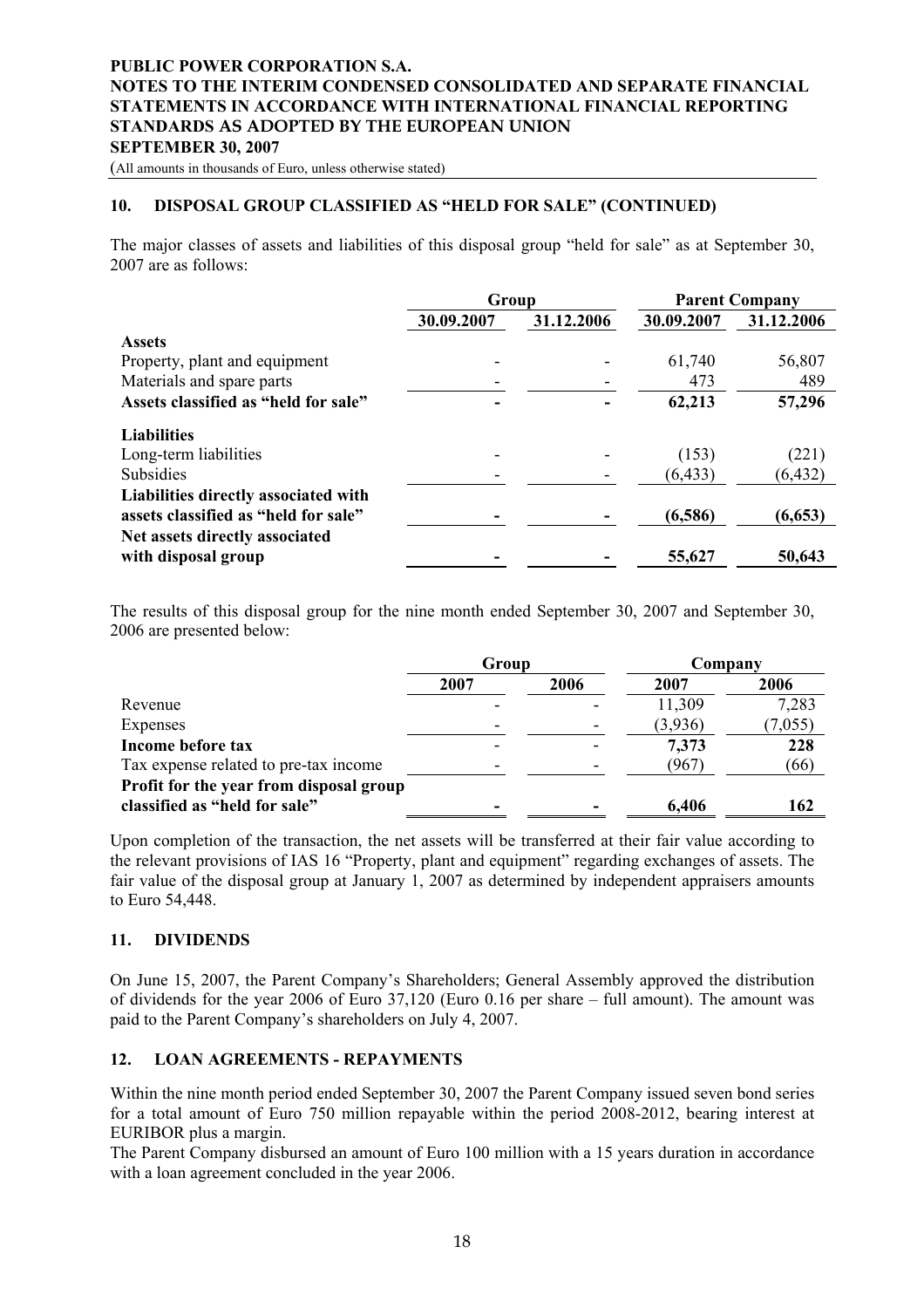## 10. DISPOSAL GROUP CLASSIFIED AS "HELD FOR SALE" (CONTINUED)

The major classes of assets and liabilities of this disposal group "held for sale" as at September 30, 2007 are as follows:

| | Group | | Parent Company | |
|---|---|---|---|---|
| | 30.09.2007 | 31.12.2006 | 30.09.2007 | 31.12.2006 |
| **Assets** | | | | |
| Property, plant and equipment | - | - | 61,740 | 56,807 |
| Materials and spare parts | - | - | 473 | 489 |
| **Assets classified as "held for sale"** | **-** | **-** | **62,213** | **57,296** |
| **Liabilities** | | | | |
| Long-term liabilities | - | - | (153) | (221) |
| Subsidies | - | - | (6,433) | (6,432) |
| **Liabilities directly associated with assets classified as "held for sale"** | **-** | **-** | **(6,586)** | **(6,653)** |
| **Net assets directly associated with disposal group** | **-** | **-** | **55,627** | **50,643** |

The results of this disposal group for the nine month ended September 30, 2007 and September 30, 2006 are presented below:

| | Group | | Company | |
|---|---|---|---|---|
| | 2007 | 2006 | 2007 | 2006 |
| Revenue | - | - | 11,309 | 7,283 |
| Expenses | - | - | (3,936) | (7,055) |
| **Income before tax** | - | - | **7,373** | **228** |
| Tax expense related to pre-tax income | - | - | (967) | (66) |
| **Profit for the year from disposal group classified as "held for sale"** | **-** | **-** | **6,406** | **162** |

Upon completion of the transaction, the net assets will be transferred at their fair value according to the relevant provisions of IAS 16 "Property, plant and equipment" regarding exchanges of assets. The fair value of the disposal group at January 1, 2007 as determined by independent appraisers amounts to Euro 54,448.

## 11. DIVIDENDS

On June 15, 2007, the Parent Company's Shareholders; General Assembly approved the distribution of dividends for the year 2006 of Euro 37,120 (Euro 0.16 per share – full amount). The amount was paid to the Parent Company's shareholders on July 4, 2007.

## 12. LOAN AGREEMENTS - REPAYMENTS

Within the nine month period ended September 30, 2007 the Parent Company issued seven bond series for a total amount of Euro 750 million repayable within the period 2008-2012, bearing interest at EURIBOR plus a margin.

The Parent Company disbursed an amount of Euro 100 million with a 15 years duration in accordance with a loan agreement concluded in the year 2006.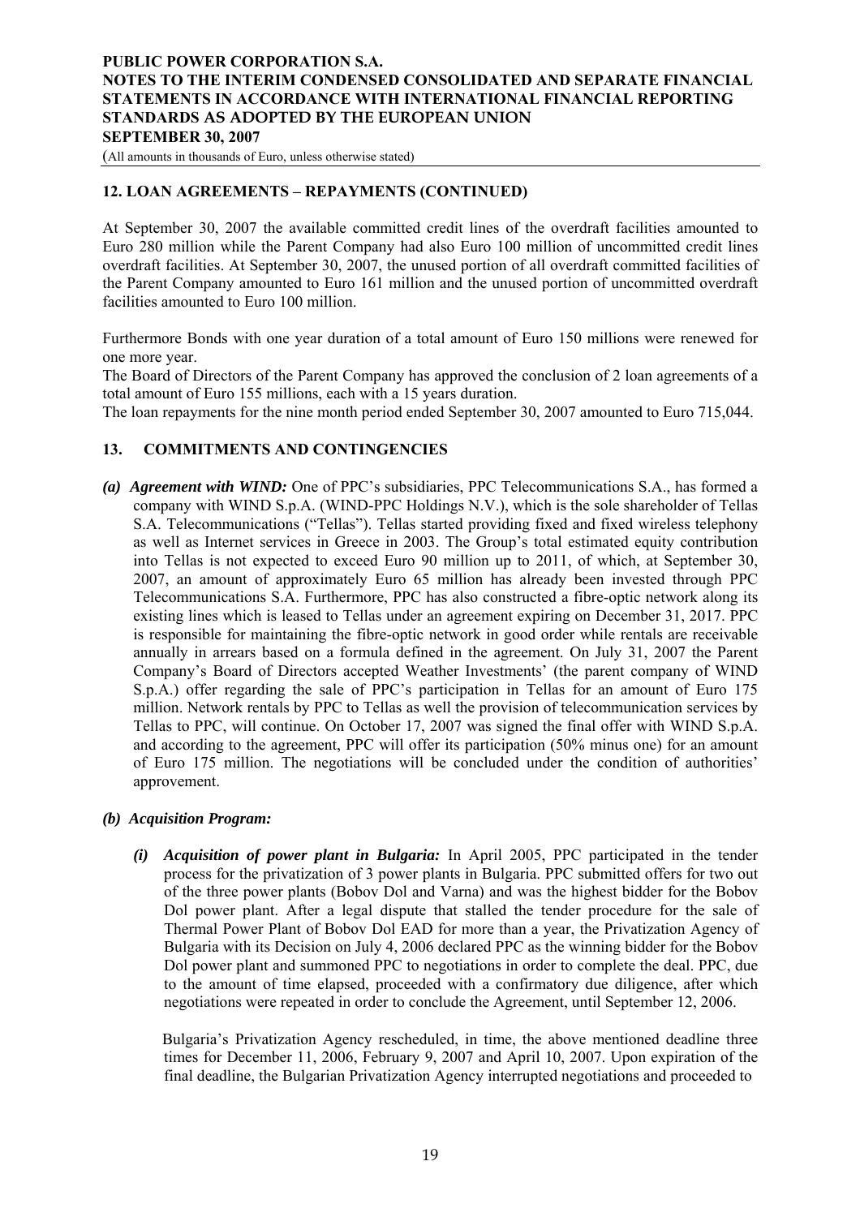## 12. LOAN AGREEMENTS – REPAYMENTS (CONTINUED)

At September 30, 2007 the available committed credit lines of the overdraft facilities amounted to Euro 280 million while the Parent Company had also Euro 100 million of uncommitted credit lines overdraft facilities. At September 30, 2007, the unused portion of all overdraft committed facilities of the Parent Company amounted to Euro 161 million and the unused portion of uncommitted overdraft facilities amounted to Euro 100 million.

Furthermore Bonds with one year duration of a total amount of Euro 150 millions were renewed for one more year.

The Board of Directors of the Parent Company has approved the conclusion of 2 loan agreements of a total amount of Euro 155 millions, each with a 15 years duration.

The loan repayments for the nine month period ended September 30, 2007 amounted to Euro 715,044.

## 13. COMMITMENTS AND CONTINGENCIES

*(a)* ***Agreement with WIND:*** One of PPC's subsidiaries, PPC Telecommunications S.A., has formed a company with WIND S.p.A. (WIND-PPC Holdings N.V.), which is the sole shareholder of Tellas S.A. Telecommunications ("Tellas"). Tellas started providing fixed and fixed wireless telephony as well as Internet services in Greece in 2003. The Group's total estimated equity contribution into Tellas is not expected to exceed Euro 90 million up to 2011, of which, at September 30, 2007, an amount of approximately Euro 65 million has already been invested through PPC Telecommunications S.A. Furthermore, PPC has also constructed a fibre-optic network along its existing lines which is leased to Tellas under an agreement expiring on December 31, 2017. PPC is responsible for maintaining the fibre-optic network in good order while rentals are receivable annually in arrears based on a formula defined in the agreement. On July 31, 2007 the Parent Company's Board of Directors accepted Weather Investments' (the parent company of WIND S.p.A.) offer regarding the sale of PPC's participation in Tellas for an amount of Euro 175 million. Network rentals by PPC to Tellas as well the provision of telecommunication services by Tellas to PPC, will continue. On October 17, 2007 was signed the final offer with WIND S.p.A. and according to the agreement, PPC will offer its participation (50% minus one) for an amount of Euro 175 million. The negotiations will be concluded under the condition of authorities' approvement.

*(b)* ***Acquisition Program:***

*(i)* ***Acquisition of power plant in Bulgaria:*** In April 2005, PPC participated in the tender process for the privatization of 3 power plants in Bulgaria. PPC submitted offers for two out of the three power plants (Bobov Dol and Varna) and was the highest bidder for the Bobov Dol power plant. After a legal dispute that stalled the tender procedure for the sale of Thermal Power Plant of Bobov Dol EAD for more than a year, the Privatization Agency of Bulgaria with its Decision on July 4, 2006 declared PPC as the winning bidder for the Bobov Dol power plant and summoned PPC to negotiations in order to complete the deal. PPC, due to the amount of time elapsed, proceeded with a confirmatory due diligence, after which negotiations were repeated in order to conclude the Agreement, until September 12, 2006.

Bulgaria's Privatization Agency rescheduled, in time, the above mentioned deadline three times for December 11, 2006, February 9, 2007 and April 10, 2007. Upon expiration of the final deadline, the Bulgarian Privatization Agency interrupted negotiations and proceeded to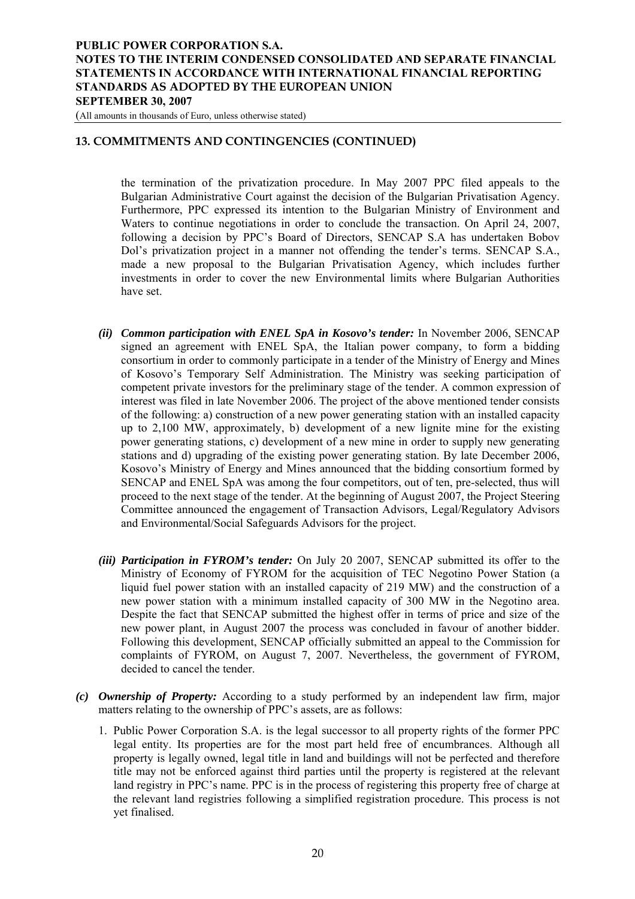## 13. COMMITMENTS AND CONTINGENCIES (CONTINUED)

the termination of the privatization procedure. In May 2007 PPC filed appeals to the Bulgarian Administrative Court against the decision of the Bulgarian Privatisation Agency. Furthermore, PPC expressed its intention to the Bulgarian Ministry of Environment and Waters to continue negotiations in order to conclude the transaction. On April 24, 2007, following a decision by PPC's Board of Directors, SENCAP S.A has undertaken Bobov Dol's privatization project in a manner not offending the tender's terms. SENCAP S.A., made a new proposal to the Bulgarian Privatisation Agency, which includes further investments in order to cover the new Environmental limits where Bulgarian Authorities have set.

*(ii)* ***Common participation with ENEL SpA in Kosovo's tender:*** In November 2006, SENCAP signed an agreement with ENEL SpA, the Italian power company, to form a bidding consortium in order to commonly participate in a tender of the Ministry of Energy and Mines of Kosovo's Temporary Self Administration. The Ministry was seeking participation of competent private investors for the preliminary stage of the tender. A common expression of interest was filed in late November 2006. The project of the above mentioned tender consists of the following: a) construction of a new power generating station with an installed capacity up to 2,100 MW, approximately, b) development of a new lignite mine for the existing power generating stations, c) development of a new mine in order to supply new generating stations and d) upgrading of the existing power generating station. By late December 2006, Kosovo's Ministry of Energy and Mines announced that the bidding consortium formed by SENCAP and ENEL SpA was among the four competitors, out of ten, pre-selected, thus will proceed to the next stage of the tender. At the beginning of August 2007, the Project Steering Committee announced the engagement of Transaction Advisors, Legal/Regulatory Advisors and Environmental/Social Safeguards Advisors for the project.

*(iii)* ***Participation in FYROM's tender:*** On July 20 2007, SENCAP submitted its offer to the Ministry of Economy of FYROM for the acquisition of TEC Negotino Power Station (a liquid fuel power station with an installed capacity of 219 MW) and the construction of a new power station with a minimum installed capacity of 300 MW in the Negotino area. Despite the fact that SENCAP submitted the highest offer in terms of price and size of the new power plant, in August 2007 the process was concluded in favour of another bidder. Following this development, SENCAP officially submitted an appeal to the Commission for complaints of FYROM, on August 7, 2007. Nevertheless, the government of FYROM, decided to cancel the tender.

*(c)* ***Ownership of Property:*** According to a study performed by an independent law firm, major matters relating to the ownership of PPC's assets, are as follows:

1. Public Power Corporation S.A. is the legal successor to all property rights of the former PPC legal entity. Its properties are for the most part held free of encumbrances. Although all property is legally owned, legal title in land and buildings will not be perfected and therefore title may not be enforced against third parties until the property is registered at the relevant land registry in PPC's name. PPC is in the process of registering this property free of charge at the relevant land registries following a simplified registration procedure. This process is not yet finalised.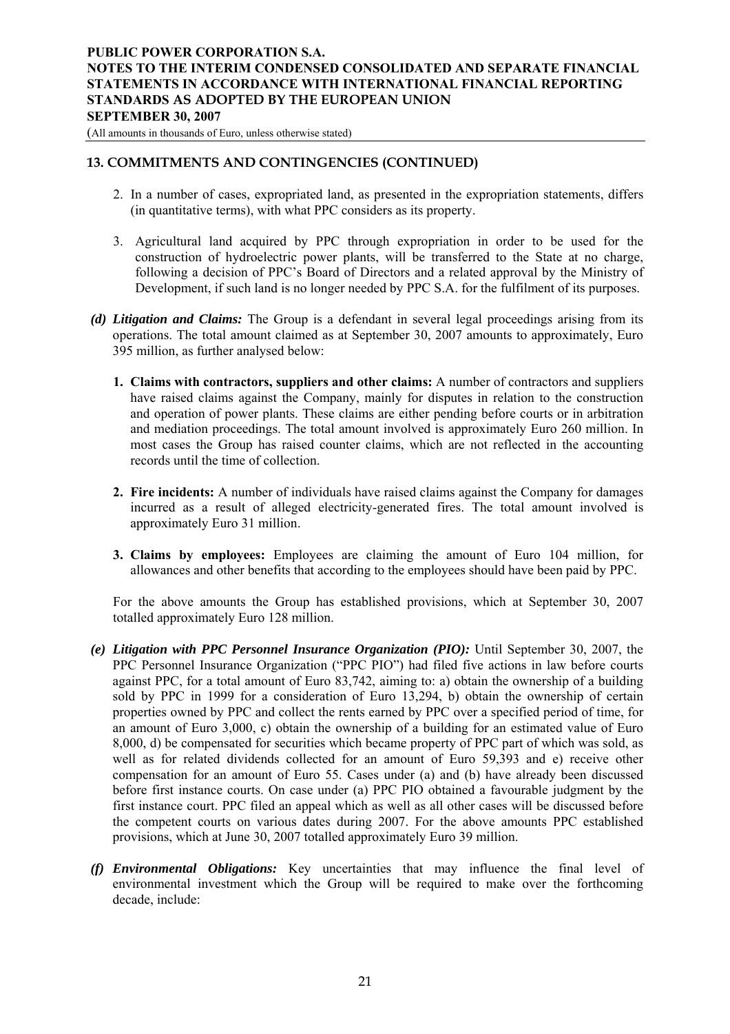## 13. COMMITMENTS AND CONTINGENCIES (CONTINUED)

2. In a number of cases, expropriated land, as presented in the expropriation statements, differs (in quantitative terms), with what PPC considers as its property.

3. Agricultural land acquired by PPC through expropriation in order to be used for the construction of hydroelectric power plants, will be transferred to the State at no charge, following a decision of PPC's Board of Directors and a related approval by the Ministry of Development, if such land is no longer needed by PPC S.A. for the fulfilment of its purposes.

***(d) Litigation and Claims:*** The Group is a defendant in several legal proceedings arising from its operations. The total amount claimed as at September 30, 2007 amounts to approximately, Euro 395 million, as further analysed below:

1. **Claims with contractors, suppliers and other claims:** A number of contractors and suppliers have raised claims against the Company, mainly for disputes in relation to the construction and operation of power plants. These claims are either pending before courts or in arbitration and mediation proceedings. The total amount involved is approximately Euro 260 million. In most cases the Group has raised counter claims, which are not reflected in the accounting records until the time of collection.

2. **Fire incidents:** A number of individuals have raised claims against the Company for damages incurred as a result of alleged electricity-generated fires. The total amount involved is approximately Euro 31 million.

3. **Claims by employees:** Employees are claiming the amount of Euro 104 million, for allowances and other benefits that according to the employees should have been paid by PPC.

For the above amounts the Group has established provisions, which at September 30, 2007 totalled approximately Euro 128 million.

***(e) Litigation with PPC Personnel Insurance Organization (PIO):*** Until September 30, 2007, the PPC Personnel Insurance Organization ("PPC PIO") had filed five actions in law before courts against PPC, for a total amount of Euro 83,742, aiming to: a) obtain the ownership of a building sold by PPC in 1999 for a consideration of Euro 13,294, b) obtain the ownership of certain properties owned by PPC and collect the rents earned by PPC over a specified period of time, for an amount of Euro 3,000, c) obtain the ownership of a building for an estimated value of Euro 8,000, d) be compensated for securities which became property of PPC part of which was sold, as well as for related dividends collected for an amount of Euro 59,393 and e) receive other compensation for an amount of Euro 55. Cases under (a) and (b) have already been discussed before first instance courts. On case under (a) PPC PIO obtained a favourable judgment by the first instance court. PPC filed an appeal which as well as all other cases will be discussed before the competent courts on various dates during 2007. For the above amounts PPC established provisions, which at June 30, 2007 totalled approximately Euro 39 million.

***(f) Environmental Obligations:*** Key uncertainties that may influence the final level of environmental investment which the Group will be required to make over the forthcoming decade, include: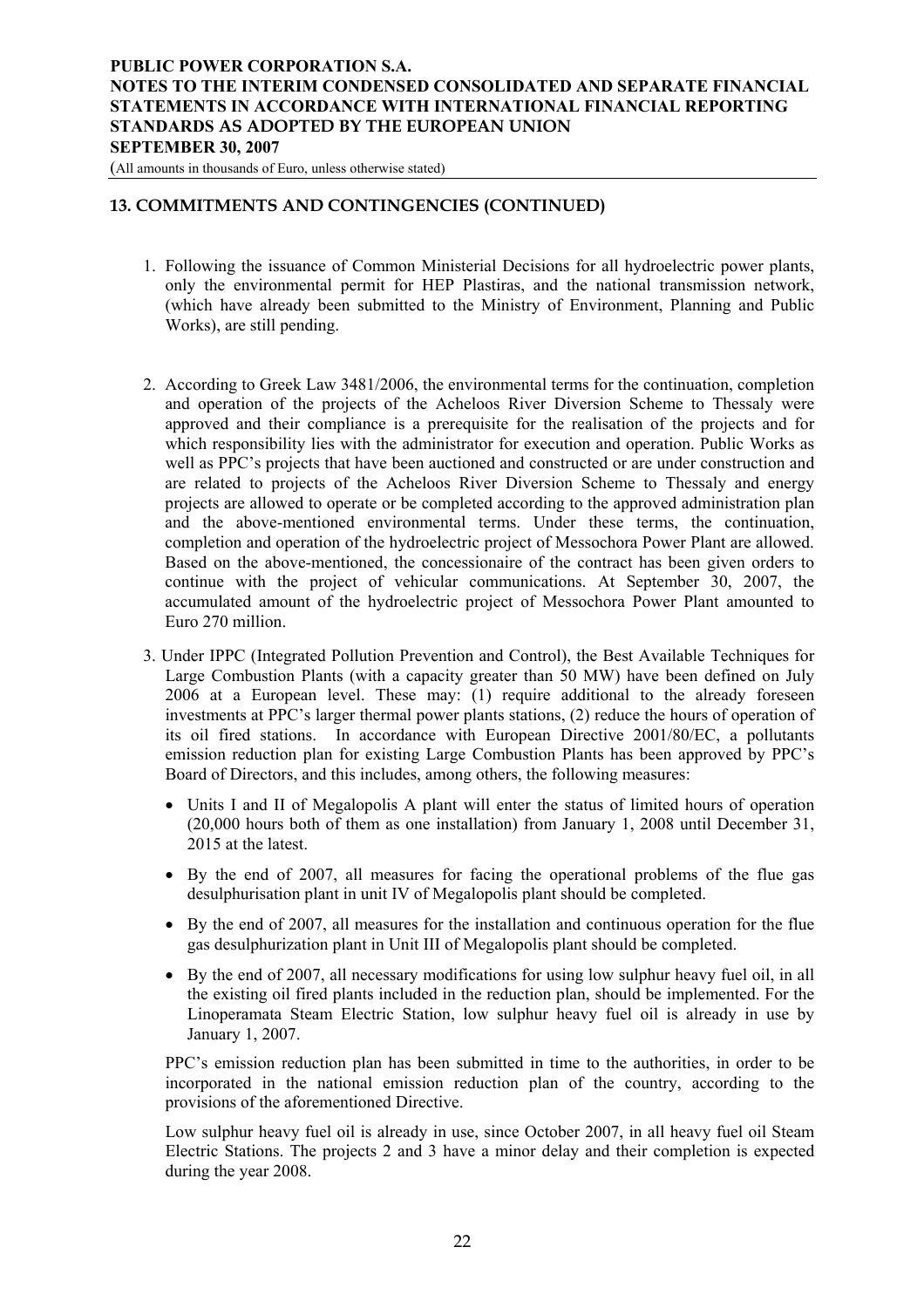## 13. COMMITMENTS AND CONTINGENCIES (CONTINUED)

1. Following the issuance of Common Ministerial Decisions for all hydroelectric power plants, only the environmental permit for HEP Plastiras, and the national transmission network, (which have already been submitted to the Ministry of Environment, Planning and Public Works), are still pending.

2. According to Greek Law 3481/2006, the environmental terms for the continuation, completion and operation of the projects of the Acheloos River Diversion Scheme to Thessaly were approved and their compliance is a prerequisite for the realisation of the projects and for which responsibility lies with the administrator for execution and operation. Public Works as well as PPC's projects that have been auctioned and constructed or are under construction and are related to projects of the Acheloos River Diversion Scheme to Thessaly and energy projects are allowed to operate or be completed according to the approved administration plan and the above-mentioned environmental terms. Under these terms, the continuation, completion and operation of the hydroelectric project of Messochora Power Plant are allowed. Based on the above-mentioned, the concessionaire of the contract has been given orders to continue with the project of vehicular communications. At September 30, 2007, the accumulated amount of the hydroelectric project of Messochora Power Plant amounted to Euro 270 million.

3. Under IPPC (Integrated Pollution Prevention and Control), the Best Available Techniques for Large Combustion Plants (with a capacity greater than 50 MW) have been defined on July 2006 at a European level. These may: (1) require additional to the already foreseen investments at PPC's larger thermal power plants stations, (2) reduce the hours of operation of its oil fired stations. In accordance with European Directive 2001/80/EC, a pollutants emission reduction plan for existing Large Combustion Plants has been approved by PPC's Board of Directors, and this includes, among others, the following measures:

   - Units I and II of Megalopolis A plant will enter the status of limited hours of operation (20,000 hours both of them as one installation) from January 1, 2008 until December 31, 2015 at the latest.
   - By the end of 2007, all measures for facing the operational problems of the flue gas desulphurisation plant in unit IV of Megalopolis plant should be completed.
   - By the end of 2007, all measures for the installation and continuous operation for the flue gas desulphurization plant in Unit III of Megalopolis plant should be completed.
   - By the end of 2007, all necessary modifications for using low sulphur heavy fuel oil, in all the existing oil fired plants included in the reduction plan, should be implemented. For the Linoperamata Steam Electric Station, low sulphur heavy fuel oil is already in use by January 1, 2007.

   PPC's emission reduction plan has been submitted in time to the authorities, in order to be incorporated in the national emission reduction plan of the country, according to the provisions of the aforementioned Directive.

   Low sulphur heavy fuel oil is already in use, since October 2007, in all heavy fuel oil Steam Electric Stations. The projects 2 and 3 have a minor delay and their completion is expected during the year 2008.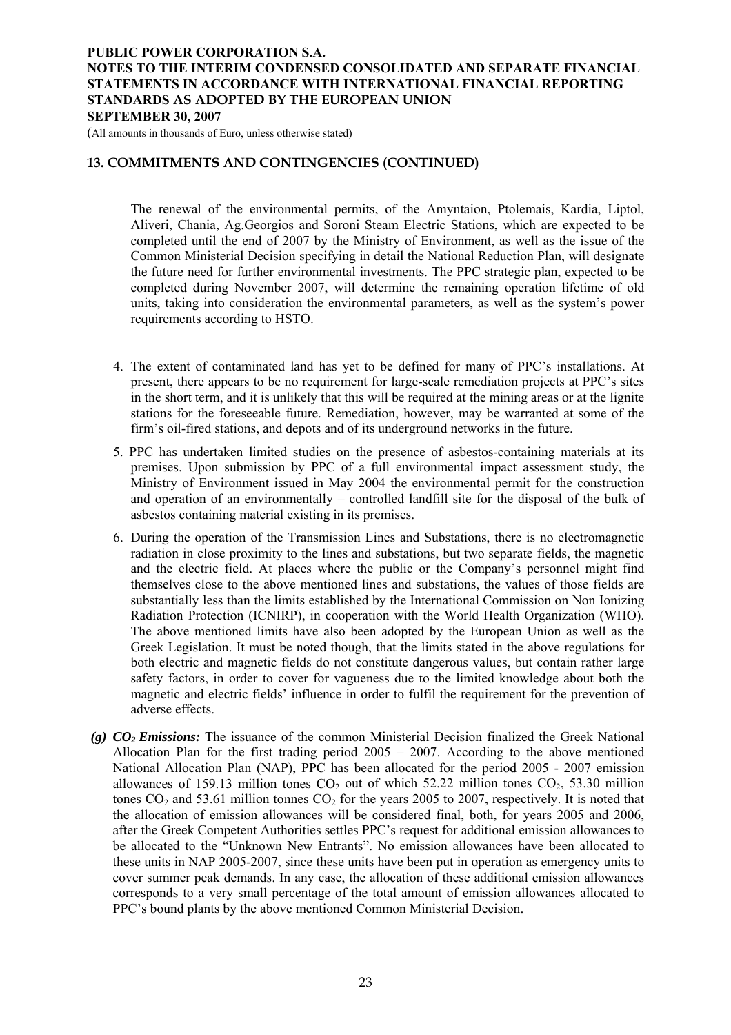## 13. COMMITMENTS AND CONTINGENCIES (CONTINUED)

The renewal of the environmental permits, of the Amyntaion, Ptolemais, Kardia, Liptol, Aliveri, Chania, Ag.Georgios and Soroni Steam Electric Stations, which are expected to be completed until the end of 2007 by the Ministry of Environment, as well as the issue of the Common Ministerial Decision specifying in detail the National Reduction Plan, will designate the future need for further environmental investments. The PPC strategic plan, expected to be completed during November 2007, will determine the remaining operation lifetime of old units, taking into consideration the environmental parameters, as well as the system's power requirements according to HSTO.

4. The extent of contaminated land has yet to be defined for many of PPC's installations. At present, there appears to be no requirement for large-scale remediation projects at PPC's sites in the short term, and it is unlikely that this will be required at the mining areas or at the lignite stations for the foreseeable future. Remediation, however, may be warranted at some of the firm's oil-fired stations, and depots and of its underground networks in the future.
5. PPC has undertaken limited studies on the presence of asbestos-containing materials at its premises. Upon submission by PPC of a full environmental impact assessment study, the Ministry of Environment issued in May 2004 the environmental permit for the construction and operation of an environmentally – controlled landfill site for the disposal of the bulk of asbestos containing material existing in its premises.
6. During the operation of the Transmission Lines and Substations, there is no electromagnetic radiation in close proximity to the lines and substations, but two separate fields, the magnetic and the electric field. At places where the public or the Company's personnel might find themselves close to the above mentioned lines and substations, the values of those fields are substantially less than the limits established by the International Commission on Non Ionizing Radiation Protection (ICNIRP), in cooperation with the World Health Organization (WHO). The above mentioned limits have also been adopted by the European Union as well as the Greek Legislation. It must be noted though, that the limits stated in the above regulations for both electric and magnetic fields do not constitute dangerous values, but contain rather large safety factors, in order to cover for vagueness due to the limited knowledge about both the magnetic and electric fields' influence in order to fulfil the requirement for the prevention of adverse effects.

***(g) $CO_2$ Emissions:*** The issuance of the common Ministerial Decision finalized the Greek National Allocation Plan for the first trading period 2005 – 2007. According to the above mentioned National Allocation Plan (NAP), PPC has been allocated for the period 2005 - 2007 emission allowances of 159.13 million tones $CO_2$ out of which 52.22 million tones $CO_2$, 53.30 million tones $CO_2$ and 53.61 million tonnes $CO_2$ for the years 2005 to 2007, respectively. It is noted that the allocation of emission allowances will be considered final, both, for years 2005 and 2006, after the Greek Competent Authorities settles PPC's request for additional emission allowances to be allocated to the "Unknown New Entrants". No emission allowances have been allocated to these units in NAP 2005-2007, since these units have been put in operation as emergency units to cover summer peak demands. In any case, the allocation of these additional emission allowances corresponds to a very small percentage of the total amount of emission allowances allocated to PPC's bound plants by the above mentioned Common Ministerial Decision.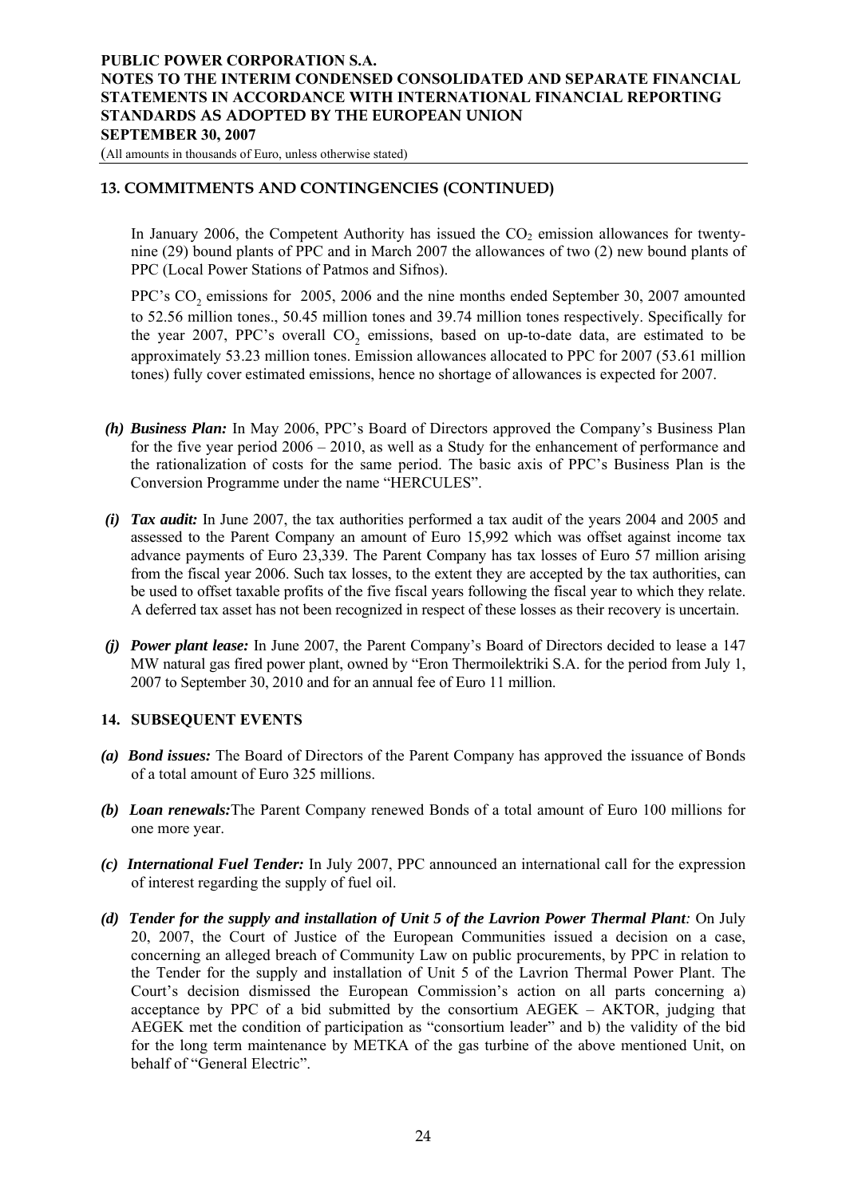## 13. COMMITMENTS AND CONTINGENCIES (CONTINUED)

In January 2006, the Competent Authority has issued the $CO_2$ emission allowances for twenty-nine (29) bound plants of PPC and in March 2007 the allowances of two (2) new bound plants of PPC (Local Power Stations of Patmos and Sifnos).

PPC's $CO_2$ emissions for 2005, 2006 and the nine months ended September 30, 2007 amounted to 52.56 million tones., 50.45 million tones and 39.74 million tones respectively. Specifically for the year 2007, PPC's overall $CO_2$ emissions, based on up-to-date data, are estimated to be approximately 53.23 million tones. Emission allowances allocated to PPC for 2007 (53.61 million tones) fully cover estimated emissions, hence no shortage of allowances is expected for 2007.

**(h)** ***Business Plan:*** In May 2006, PPC's Board of Directors approved the Company's Business Plan for the five year period 2006 – 2010, as well as a Study for the enhancement of performance and the rationalization of costs for the same period. The basic axis of PPC's Business Plan is the Conversion Programme under the name "HERCULES".

**(i)** ***Tax audit:*** In June 2007, the tax authorities performed a tax audit of the years 2004 and 2005 and assessed to the Parent Company an amount of Euro 15,992 which was offset against income tax advance payments of Euro 23,339. The Parent Company has tax losses of Euro 57 million arising from the fiscal year 2006. Such tax losses, to the extent they are accepted by the tax authorities, can be used to offset taxable profits of the five fiscal years following the fiscal year to which they relate. A deferred tax asset has not been recognized in respect of these losses as their recovery is uncertain.

**(j)** ***Power plant lease:*** In June 2007, the Parent Company's Board of Directors decided to lease a 147 MW natural gas fired power plant, owned by "Eron Thermoilektriki S.A. for the period from July 1, 2007 to September 30, 2010 and for an annual fee of Euro 11 million.

## 14. SUBSEQUENT EVENTS

***(a) Bond issues:*** The Board of Directors of the Parent Company has approved the issuance of Bonds of a total amount of Euro 325 millions.

***(b) Loan renewals:***The Parent Company renewed Bonds of a total amount of Euro 100 millions for one more year.

***(c) International Fuel Tender:*** In July 2007, PPC announced an international call for the expression of interest regarding the supply of fuel oil.

***(d) Tender for the supply and installation of Unit 5 of the Lavrion Power Thermal Plant:*** On July 20, 2007, the Court of Justice of the European Communities issued a decision on a case, concerning an alleged breach of Community Law on public procurements, by PPC in relation to the Tender for the supply and installation of Unit 5 of the Lavrion Thermal Power Plant. The Court's decision dismissed the European Commission's action on all parts concerning a) acceptance by PPC of a bid submitted by the consortium AEGEK – AKTOR, judging that AEGEK met the condition of participation as "consortium leader" and b) the validity of the bid for the long term maintenance by METKA of the gas turbine of the above mentioned Unit, on behalf of "General Electric".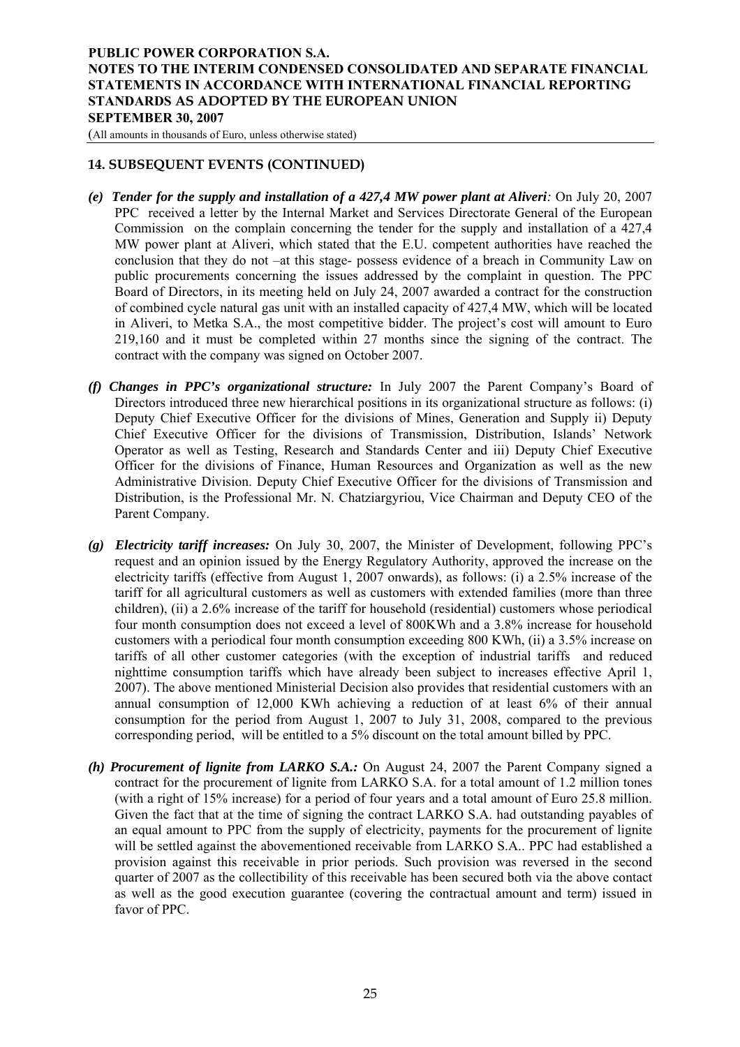## 14. SUBSEQUENT EVENTS (CONTINUED)

*(e)* ***Tender for the supply and installation of a 427,4 MW power plant at Aliveri****:* On July 20, 2007 PPC received a letter by the Internal Market and Services Directorate General of the European Commission on the complain concerning the tender for the supply and installation of a 427,4 MW power plant at Aliveri, which stated that the E.U. competent authorities have reached the conclusion that they do not –at this stage- possess evidence of a breach in Community Law on public procurements concerning the issues addressed by the complaint in question. The PPC Board of Directors, in its meeting held on July 24, 2007 awarded a contract for the construction of combined cycle natural gas unit with an installed capacity of 427,4 MW, which will be located in Aliveri, to Metka S.A., the most competitive bidder. The project's cost will amount to Euro 219,160 and it must be completed within 27 months since the signing of the contract. The contract with the company was signed on October 2007.

*(f)* ***Changes in PPC's organizational structure:*** In July 2007 the Parent Company's Board of Directors introduced three new hierarchical positions in its organizational structure as follows: (i) Deputy Chief Executive Officer for the divisions of Mines, Generation and Supply ii) Deputy Chief Executive Officer for the divisions of Transmission, Distribution, Islands' Network Operator as well as Testing, Research and Standards Center and iii) Deputy Chief Executive Officer for the divisions of Finance, Human Resources and Organization as well as the new Administrative Division. Deputy Chief Executive Officer for the divisions of Transmission and Distribution, is the Professional Mr. N. Chatziargyriou, Vice Chairman and Deputy CEO of the Parent Company.

*(g)* ***Electricity tariff increases:*** On July 30, 2007, the Minister of Development, following PPC's request and an opinion issued by the Energy Regulatory Authority, approved the increase on the electricity tariffs (effective from August 1, 2007 onwards), as follows: (i) a 2.5% increase of the tariff for all agricultural customers as well as customers with extended families (more than three children), (ii) a 2.6% increase of the tariff for household (residential) customers whose periodical four month consumption does not exceed a level of 800KWh and a 3.8% increase for household customers with a periodical four month consumption exceeding 800 KWh, (ii) a 3.5% increase on tariffs of all other customer categories (with the exception of industrial tariffs and reduced nighttime consumption tariffs which have already been subject to increases effective April 1, 2007). The above mentioned Ministerial Decision also provides that residential customers with an annual consumption of 12,000 KWh achieving a reduction of at least 6% of their annual consumption for the period from August 1, 2007 to July 31, 2008, compared to the previous corresponding period, will be entitled to a 5% discount on the total amount billed by PPC.

*(h)* ***Procurement of lignite from LARKO S.A.:*** On August 24, 2007 the Parent Company signed a contract for the procurement of lignite from LARKO S.A. for a total amount of 1.2 million tones (with a right of 15% increase) for a period of four years and a total amount of Euro 25.8 million. Given the fact that at the time of signing the contract LARKO S.A. had outstanding payables of an equal amount to PPC from the supply of electricity, payments for the procurement of lignite will be settled against the abovementioned receivable from LARKO S.A.. PPC had established a provision against this receivable in prior periods. Such provision was reversed in the second quarter of 2007 as the collectibility of this receivable has been secured both via the above contact as well as the good execution guarantee (covering the contractual amount and term) issued in favor of PPC.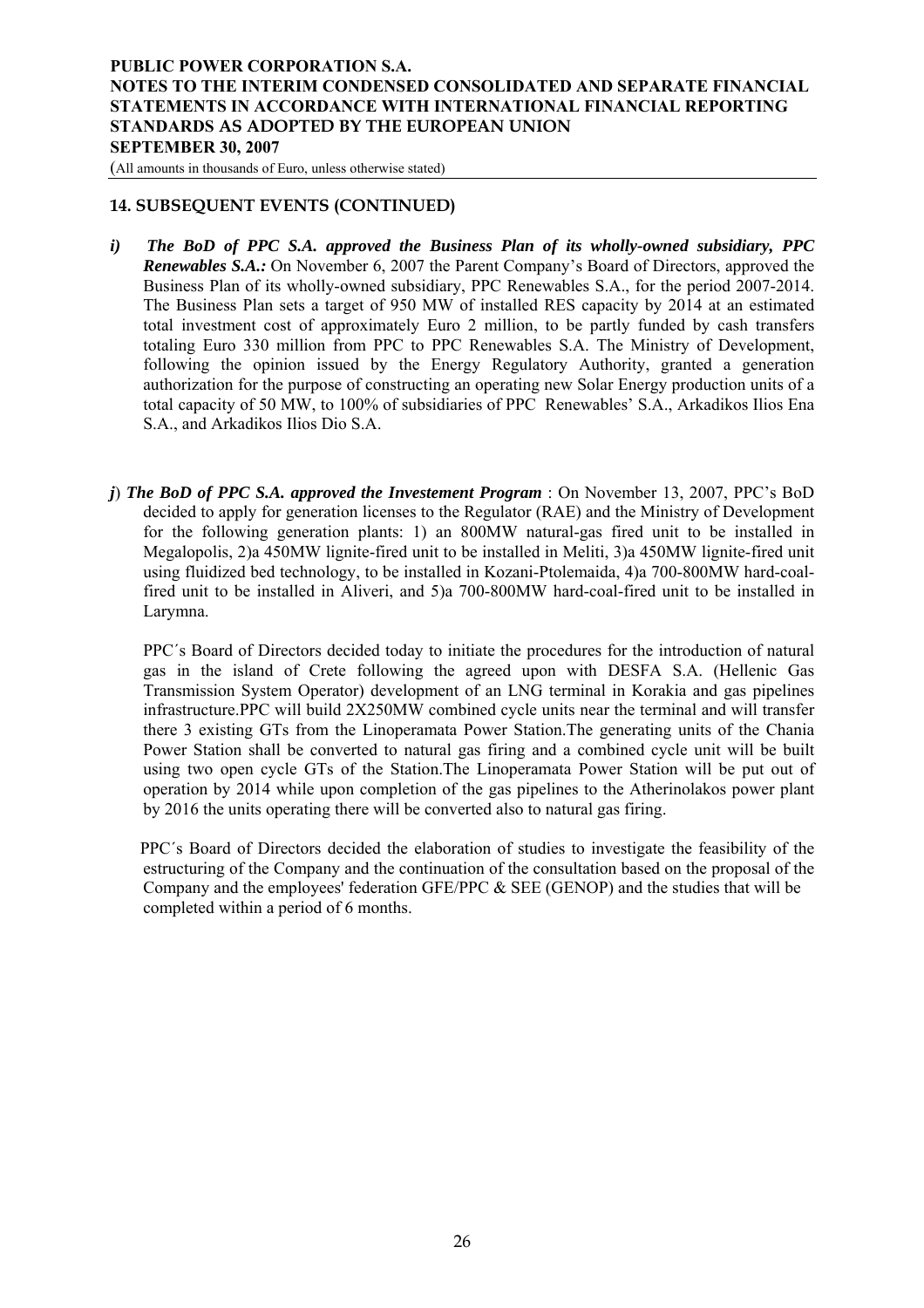## 14. SUBSEQUENT EVENTS (CONTINUED)

*i)* ***The BoD of PPC S.A. approved the Business Plan of its wholly-owned subsidiary, PPC Renewables S.A.:*** On November 6, 2007 the Parent Company's Board of Directors, approved the Business Plan of its wholly-owned subsidiary, PPC Renewables S.A., for the period 2007-2014. The Business Plan sets a target of 950 MW of installed RES capacity by 2014 at an estimated total investment cost of approximately Euro 2 million, to be partly funded by cash transfers totaling Euro 330 million from PPC to PPC Renewables S.A. The Ministry of Development, following the opinion issued by the Energy Regulatory Authority, granted a generation authorization for the purpose of constructing an operating new Solar Energy production units of a total capacity of 50 MW, to 100% of subsidiaries of PPC Renewables' S.A., Arkadikos Ilios Ena S.A., and Arkadikos Ilios Dio S.A.

***j*) *The BoD of PPC S.A. approved the Investement Program*** : On November 13, 2007, PPC's BoD decided to apply for generation licenses to the Regulator (RAE) and the Ministry of Development for the following generation plants: 1) an 800MW natural-gas fired unit to be installed in Megalopolis, 2)a 450MW lignite-fired unit to be installed in Meliti, 3)a 450MW lignite-fired unit using fluidized bed technology, to be installed in Kozani-Ptolemaida, 4)a 700-800MW hard-coal-fired unit to be installed in Aliveri, and 5)a 700-800MW hard-coal-fired unit to be installed in Larymna.

PPC´s Board of Directors decided today to initiate the procedures for the introduction of natural gas in the island of Crete following the agreed upon with DESFA S.A. (Hellenic Gas Transmission System Operator) development of an LNG terminal in Korakia and gas pipelines infrastructure.PPC will build 2X250MW combined cycle units near the terminal and will transfer there 3 existing GTs from the Linoperamata Power Station.The generating units of the Chania Power Station shall be converted to natural gas firing and a combined cycle unit will be built using two open cycle GTs of the Station.The Linoperamata Power Station will be put out of operation by 2014 while upon completion of the gas pipelines to the Atherinolakos power plant by 2016 the units operating there will be converted also to natural gas firing.

PPC´s Board of Directors decided the elaboration of studies to investigate the feasibility of the estructuring of the Company and the continuation of the consultation based on the proposal of the Company and the employees' federation GFE/PPC & SEE (GENOP) and the studies that will be completed within a period of 6 months.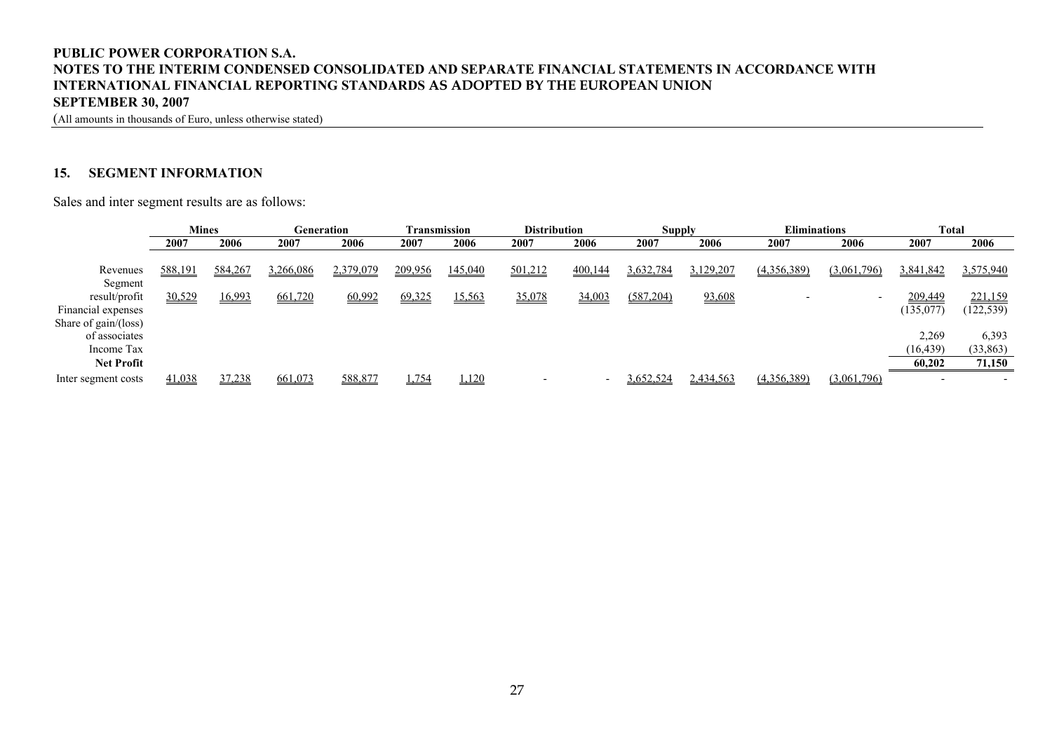## 15. SEGMENT INFORMATION

Sales and inter segment results are as follows:

| | Mines | | Generation | | Transmission | | Distribution | | Supply | | Eliminations | | Total | |
|---|---|---|---|---|---|---|---|---|---|---|---|---|---|---|
| | 2007 | 2006 | 2007 | 2006 | 2007 | 2006 | 2007 | 2006 | 2007 | 2006 | 2007 | 2006 | 2007 | 2006 |
| Revenues | 588,191 | 584,267 | 3,266,086 | 2,379,079 | 209,956 | 145,040 | 501,212 | 400,144 | 3,632,784 | 3,129,207 | (4,356,389) | (3,061,796) | 3,841,842 | 3,575,940 |
| Segment result/profit | 30,529 | 16,993 | 661,720 | 60,992 | 69,325 | 15,563 | 35,078 | 34,003 | (587,204) | 93,608 | - | - | 209,449 | 221,159 |
| Financial expenses | | | | | | | | | | | | | (135,077) | (122,539) |
| Share of gain/(loss) of associates | | | | | | | | | | | | | 2,269 | 6,393 |
| Income Tax | | | | | | | | | | | | | (16,439) | (33,863) |
| **Net Profit** | | | | | | | | | | | | | **60,202** | **71,150** |
| Inter segment costs | 41,038 | 37,238 | 661,073 | 588,877 | 1,754 | 1,120 | - | - | 3,652,524 | 2,434,563 | (4,356,389) | (3,061,796) | - | - |